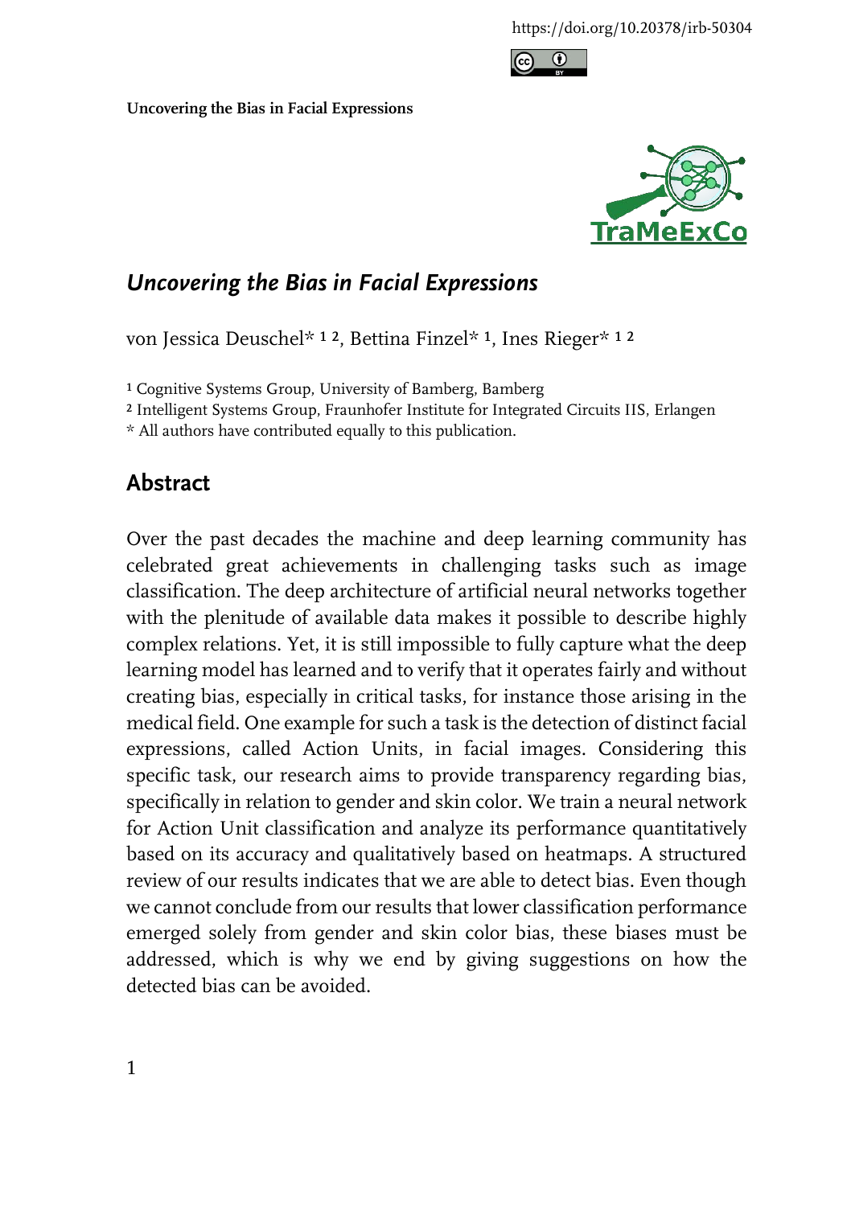https://doi.org/10.20378/irb-50304

## *Uncovering the Bias in Facial Expressions*

von Jessica Deuschel* [1, 2], Bettina Finzel* [1], Ines Rieger* [1, 2]

[1] Cognitive Systems Group, University of Bamberg, Bamberg

[2] Intelligent Systems Group, Fraunhofer Institute for Integrated Circuits IIS, Erlangen

* All authors have contributed equally to this publication.

## Abstract

Over the past decades the machine and deep learning community has celebrated great achievements in challenging tasks such as image classification. The deep architecture of artificial neural networks together with the plenitude of available data makes it possible to describe highly complex relations. Yet, it is still impossible to fully capture what the deep learning model has learned and to verify that it operates fairly and without creating bias, especially in critical tasks, for instance those arising in the medical field. One example for such a task is the detection of distinct facial expressions, called Action Units, in facial images. Considering this specific task, our research aims to provide transparency regarding bias, specifically in relation to gender and skin color. We train a neural network for Action Unit classification and analyze its performance quantitatively based on its accuracy and qualitatively based on heatmaps. A structured review of our results indicates that we are able to detect bias. Even though we cannot conclude from our results that lower classification performance emerged solely from gender and skin color bias, these biases must be addressed, which is why we end by giving suggestions on how the detected bias can be avoided.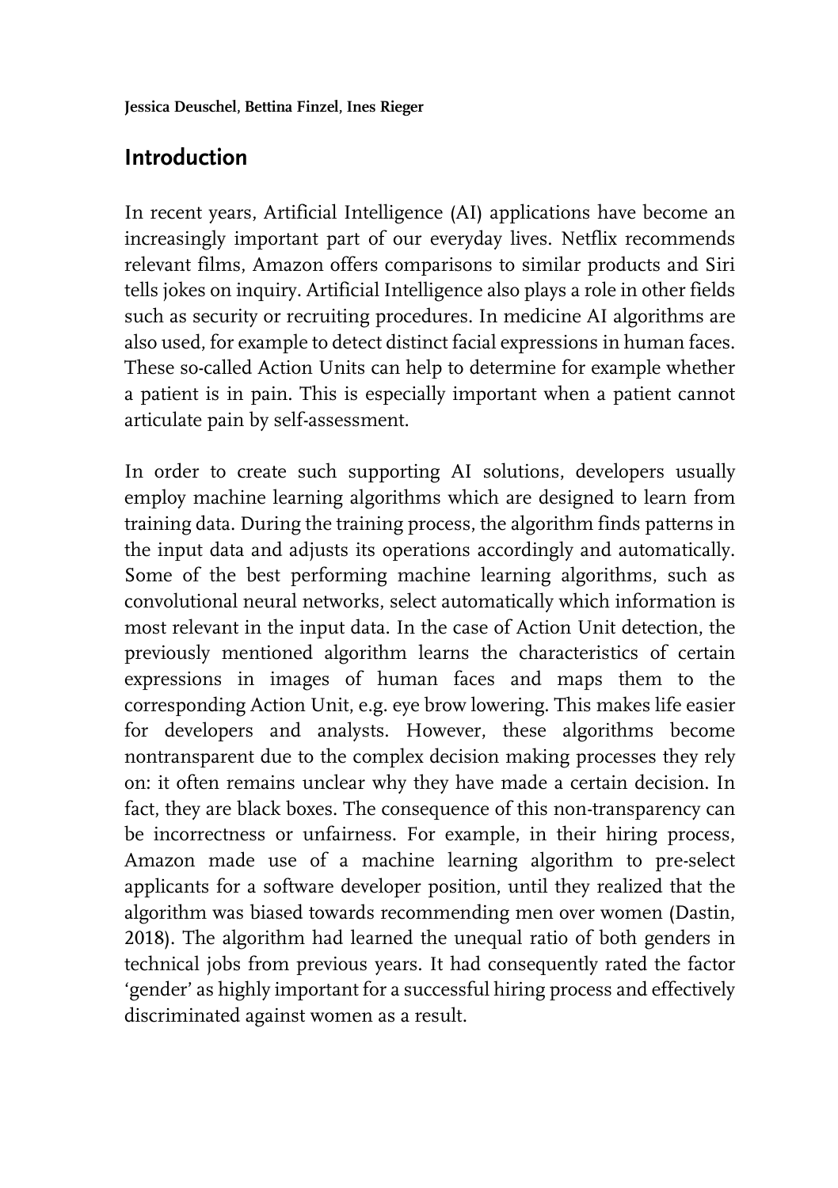**Jessica Deuschel, Bettina Finzel, Ines Rieger**

## Introduction

In recent years, Artificial Intelligence (AI) applications have become an increasingly important part of our everyday lives. Netflix recommends relevant films, Amazon offers comparisons to similar products and Siri tells jokes on inquiry. Artificial Intelligence also plays a role in other fields such as security or recruiting procedures. In medicine AI algorithms are also used, for example to detect distinct facial expressions in human faces. These so-called Action Units can help to determine for example whether a patient is in pain. This is especially important when a patient cannot articulate pain by self-assessment.

In order to create such supporting AI solutions, developers usually employ machine learning algorithms which are designed to learn from training data. During the training process, the algorithm finds patterns in the input data and adjusts its operations accordingly and automatically. Some of the best performing machine learning algorithms, such as convolutional neural networks, select automatically which information is most relevant in the input data. In the case of Action Unit detection, the previously mentioned algorithm learns the characteristics of certain expressions in images of human faces and maps them to the corresponding Action Unit, e.g. eye brow lowering. This makes life easier for developers and analysts. However, these algorithms become nontransparent due to the complex decision making processes they rely on: it often remains unclear why they have made a certain decision. In fact, they are black boxes. The consequence of this non-transparency can be incorrectness or unfairness. For example, in their hiring process, Amazon made use of a machine learning algorithm to pre-select applicants for a software developer position, until they realized that the algorithm was biased towards recommending men over women (Dastin, 2018). The algorithm had learned the unequal ratio of both genders in technical jobs from previous years. It had consequently rated the factor 'gender' as highly important for a successful hiring process and effectively discriminated against women as a result.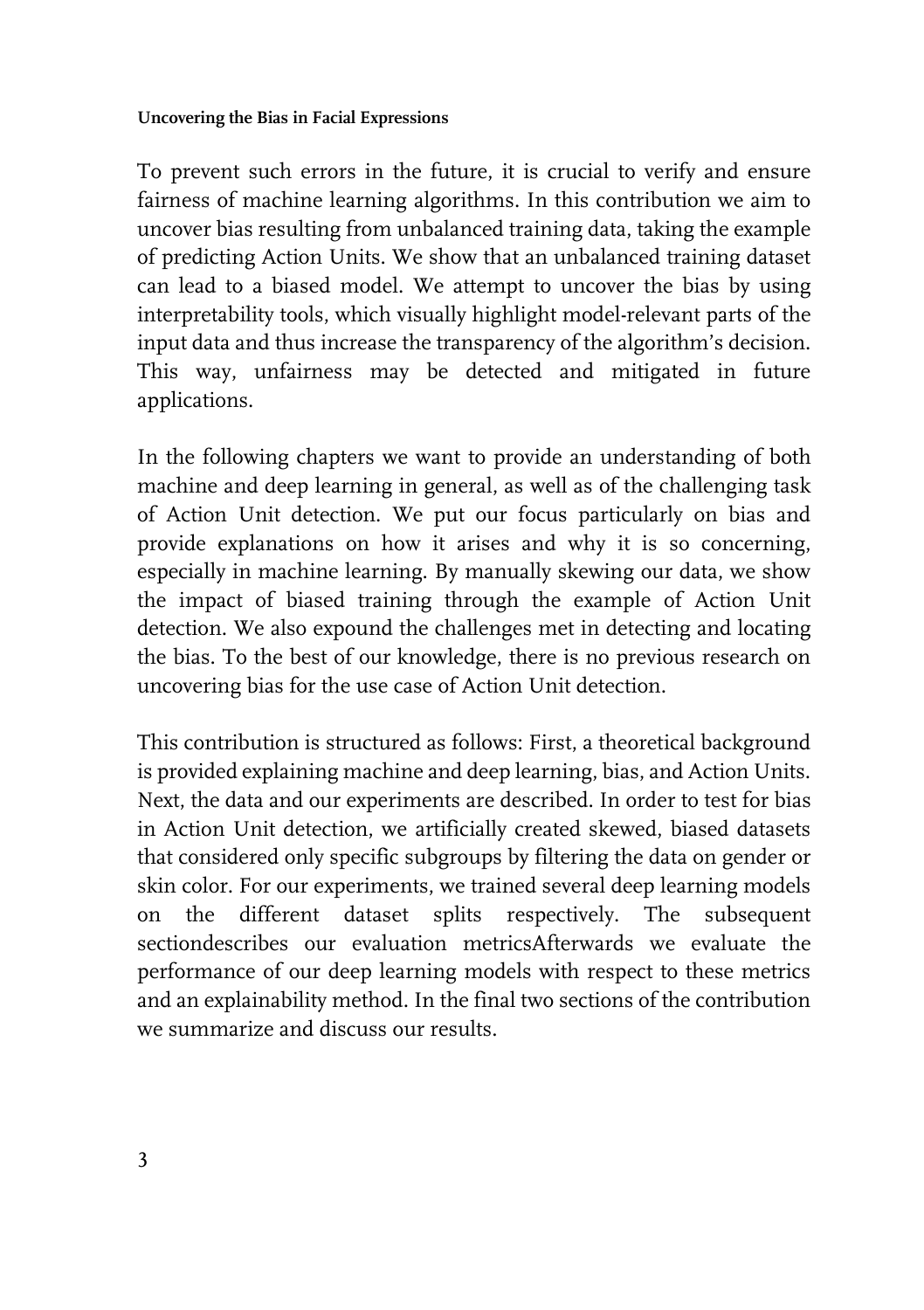To prevent such errors in the future, it is crucial to verify and ensure fairness of machine learning algorithms. In this contribution we aim to uncover bias resulting from unbalanced training data, taking the example of predicting Action Units. We show that an unbalanced training dataset can lead to a biased model. We attempt to uncover the bias by using interpretability tools, which visually highlight model-relevant parts of the input data and thus increase the transparency of the algorithm's decision. This way, unfairness may be detected and mitigated in future applications.

In the following chapters we want to provide an understanding of both machine and deep learning in general, as well as of the challenging task of Action Unit detection. We put our focus particularly on bias and provide explanations on how it arises and why it is so concerning, especially in machine learning. By manually skewing our data, we show the impact of biased training through the example of Action Unit detection. We also expound the challenges met in detecting and locating the bias. To the best of our knowledge, there is no previous research on uncovering bias for the use case of Action Unit detection.

This contribution is structured as follows: First, a theoretical background is provided explaining machine and deep learning, bias, and Action Units. Next, the data and our experiments are described. In order to test for bias in Action Unit detection, we artificially created skewed, biased datasets that considered only specific subgroups by filtering the data on gender or skin color. For our experiments, we trained several deep learning models on the different dataset splits respectively. The subsequent sectiondescribes our evaluation metricsAfterwards we evaluate the performance of our deep learning models with respect to these metrics and an explainability method. In the final two sections of the contribution we summarize and discuss our results.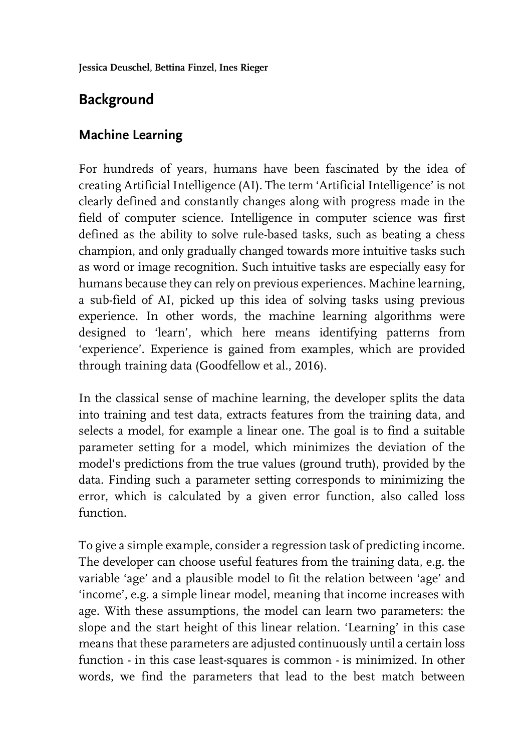## Background

### Machine Learning

For hundreds of years, humans have been fascinated by the idea of creating Artificial Intelligence (AI). The term 'Artificial Intelligence' is not clearly defined and constantly changes along with progress made in the field of computer science. Intelligence in computer science was first defined as the ability to solve rule-based tasks, such as beating a chess champion, and only gradually changed towards more intuitive tasks such as word or image recognition. Such intuitive tasks are especially easy for humans because they can rely on previous experiences. Machine learning, a sub-field of AI, picked up this idea of solving tasks using previous experience. In other words, the machine learning algorithms were designed to 'learn', which here means identifying patterns from 'experience'. Experience is gained from examples, which are provided through training data (Goodfellow et al., 2016).

In the classical sense of machine learning, the developer splits the data into training and test data, extracts features from the training data, and selects a model, for example a linear one. The goal is to find a suitable parameter setting for a model, which minimizes the deviation of the model's predictions from the true values (ground truth), provided by the data. Finding such a parameter setting corresponds to minimizing the error, which is calculated by a given error function, also called loss function.

To give a simple example, consider a regression task of predicting income. The developer can choose useful features from the training data, e.g. the variable 'age' and a plausible model to fit the relation between 'age' and 'income', e.g. a simple linear model, meaning that income increases with age. With these assumptions, the model can learn two parameters: the slope and the start height of this linear relation. 'Learning' in this case means that these parameters are adjusted continuously until a certain loss function - in this case least-squares is common - is minimized. In other words, we find the parameters that lead to the best match between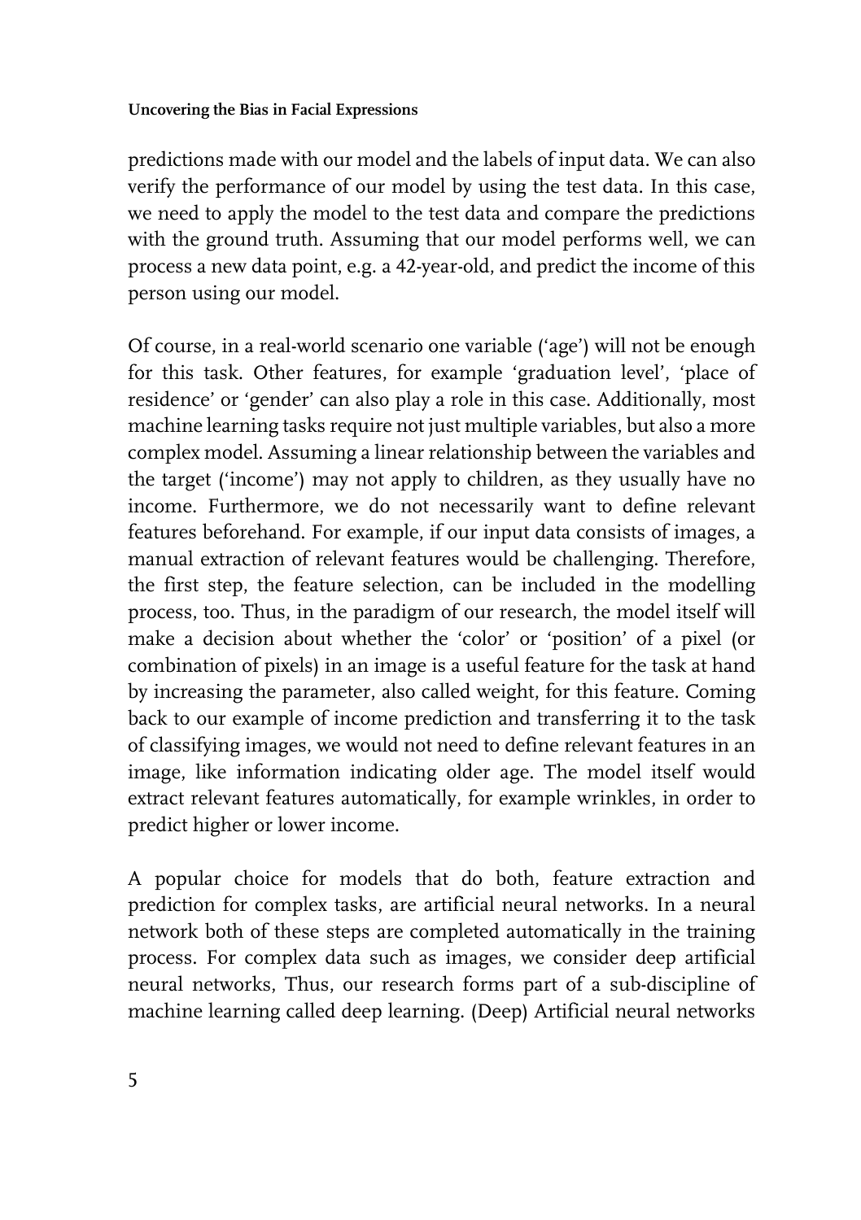predictions made with our model and the labels of input data. We can also verify the performance of our model by using the test data. In this case, we need to apply the model to the test data and compare the predictions with the ground truth. Assuming that our model performs well, we can process a new data point, e.g. a 42-year-old, and predict the income of this person using our model.

Of course, in a real-world scenario one variable ('age') will not be enough for this task. Other features, for example 'graduation level', 'place of residence' or 'gender' can also play a role in this case. Additionally, most machine learning tasks require not just multiple variables, but also a more complex model. Assuming a linear relationship between the variables and the target ('income') may not apply to children, as they usually have no income. Furthermore, we do not necessarily want to define relevant features beforehand. For example, if our input data consists of images, a manual extraction of relevant features would be challenging. Therefore, the first step, the feature selection, can be included in the modelling process, too. Thus, in the paradigm of our research, the model itself will make a decision about whether the 'color' or 'position' of a pixel (or combination of pixels) in an image is a useful feature for the task at hand by increasing the parameter, also called weight, for this feature. Coming back to our example of income prediction and transferring it to the task of classifying images, we would not need to define relevant features in an image, like information indicating older age. The model itself would extract relevant features automatically, for example wrinkles, in order to predict higher or lower income.

A popular choice for models that do both, feature extraction and prediction for complex tasks, are artificial neural networks. In a neural network both of these steps are completed automatically in the training process. For complex data such as images, we consider deep artificial neural networks, Thus, our research forms part of a sub-discipline of machine learning called deep learning. (Deep) Artificial neural networks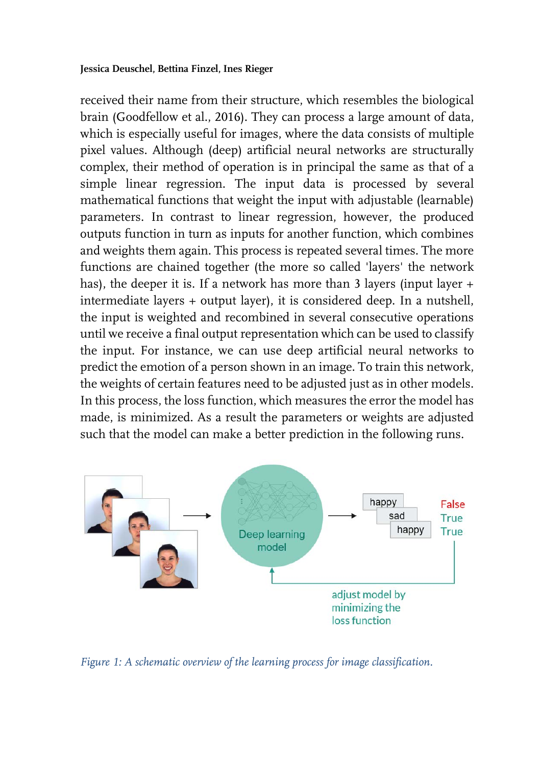received their name from their structure, which resembles the biological brain (Goodfellow et al., 2016). They can process a large amount of data, which is especially useful for images, where the data consists of multiple pixel values. Although (deep) artificial neural networks are structurally complex, their method of operation is in principal the same as that of a simple linear regression. The input data is processed by several mathematical functions that weight the input with adjustable (learnable) parameters. In contrast to linear regression, however, the produced outputs function in turn as inputs for another function, which combines and weights them again. This process is repeated several times. The more functions are chained together (the more so called 'layers' the network has), the deeper it is. If a network has more than 3 layers (input layer + intermediate layers + output layer), it is considered deep. In a nutshell, the input is weighted and recombined in several consecutive operations until we receive a final output representation which can be used to classify the input. For instance, we can use deep artificial neural networks to predict the emotion of a person shown in an image. To train this network, the weights of certain features need to be adjusted just as in other models. In this process, the loss function, which measures the error the model has made, is minimized. As a result the parameters or weights are adjusted such that the model can make a better prediction in the following runs.

*Figure 1: A schematic overview of the learning process for image classification.*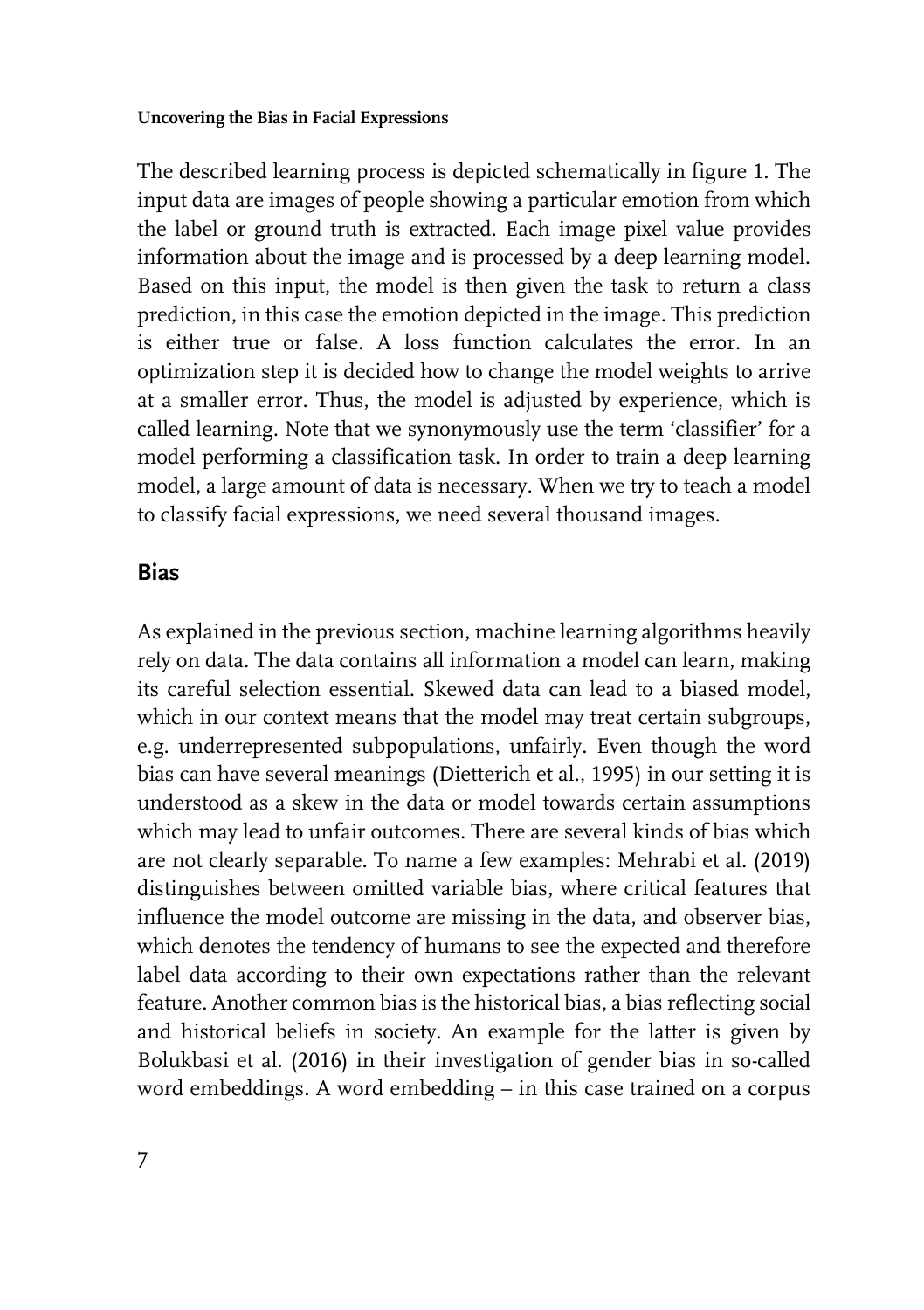The described learning process is depicted schematically in figure 1. The input data are images of people showing a particular emotion from which the label or ground truth is extracted. Each image pixel value provides information about the image and is processed by a deep learning model. Based on this input, the model is then given the task to return a class prediction, in this case the emotion depicted in the image. This prediction is either true or false. A loss function calculates the error. In an optimization step it is decided how to change the model weights to arrive at a smaller error. Thus, the model is adjusted by experience, which is called learning. Note that we synonymously use the term 'classifier' for a model performing a classification task. In order to train a deep learning model, a large amount of data is necessary. When we try to teach a model to classify facial expressions, we need several thousand images.

## Bias

As explained in the previous section, machine learning algorithms heavily rely on data. The data contains all information a model can learn, making its careful selection essential. Skewed data can lead to a biased model, which in our context means that the model may treat certain subgroups, e.g. underrepresented subpopulations, unfairly. Even though the word bias can have several meanings (Dietterich et al., 1995) in our setting it is understood as a skew in the data or model towards certain assumptions which may lead to unfair outcomes. There are several kinds of bias which are not clearly separable. To name a few examples: Mehrabi et al. (2019) distinguishes between omitted variable bias, where critical features that influence the model outcome are missing in the data, and observer bias, which denotes the tendency of humans to see the expected and therefore label data according to their own expectations rather than the relevant feature. Another common bias is the historical bias, a bias reflecting social and historical beliefs in society. An example for the latter is given by Bolukbasi et al. (2016) in their investigation of gender bias in so-called word embeddings. A word embedding – in this case trained on a corpus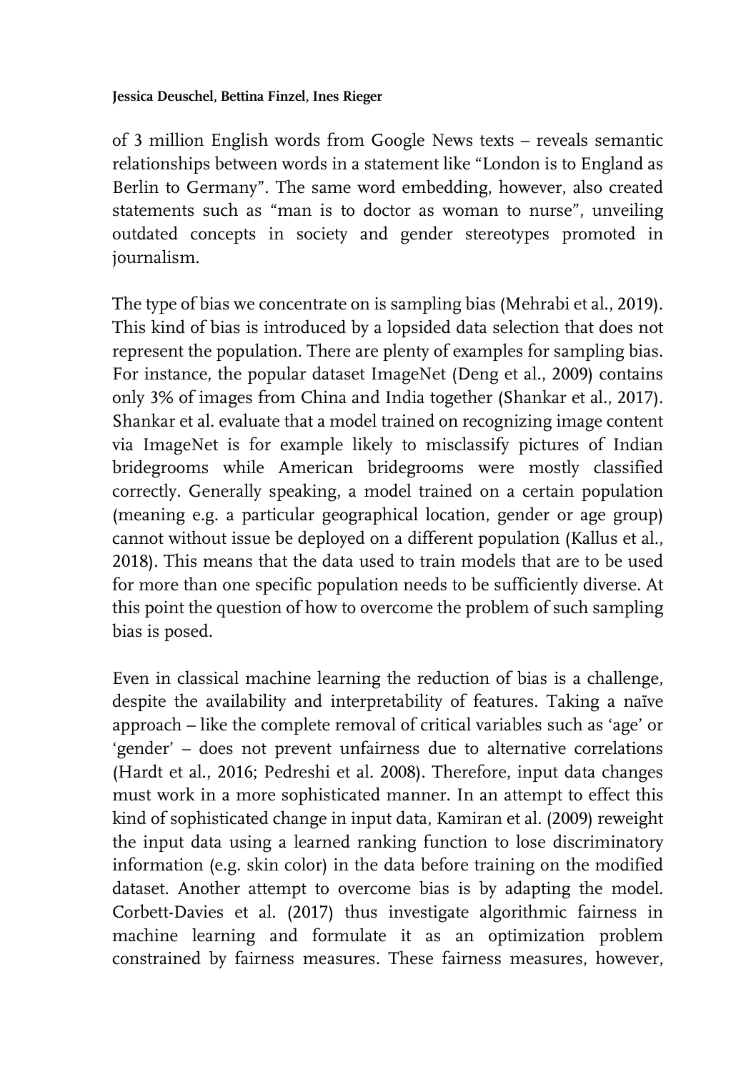of 3 million English words from Google News texts – reveals semantic relationships between words in a statement like "London is to England as Berlin to Germany". The same word embedding, however, also created statements such as "man is to doctor as woman to nurse", unveiling outdated concepts in society and gender stereotypes promoted in journalism.

The type of bias we concentrate on is sampling bias (Mehrabi et al., 2019). This kind of bias is introduced by a lopsided data selection that does not represent the population. There are plenty of examples for sampling bias. For instance, the popular dataset ImageNet (Deng et al., 2009) contains only 3% of images from China and India together (Shankar et al., 2017). Shankar et al. evaluate that a model trained on recognizing image content via ImageNet is for example likely to misclassify pictures of Indian bridegrooms while American bridegrooms were mostly classified correctly. Generally speaking, a model trained on a certain population (meaning e.g. a particular geographical location, gender or age group) cannot without issue be deployed on a different population (Kallus et al., 2018). This means that the data used to train models that are to be used for more than one specific population needs to be sufficiently diverse. At this point the question of how to overcome the problem of such sampling bias is posed.

Even in classical machine learning the reduction of bias is a challenge, despite the availability and interpretability of features. Taking a naïve approach – like the complete removal of critical variables such as 'age' or 'gender' – does not prevent unfairness due to alternative correlations (Hardt et al., 2016; Pedreshi et al. 2008). Therefore, input data changes must work in a more sophisticated manner. In an attempt to effect this kind of sophisticated change in input data, Kamiran et al. (2009) reweight the input data using a learned ranking function to lose discriminatory information (e.g. skin color) in the data before training on the modified dataset. Another attempt to overcome bias is by adapting the model. Corbett-Davies et al. (2017) thus investigate algorithmic fairness in machine learning and formulate it as an optimization problem constrained by fairness measures. These fairness measures, however,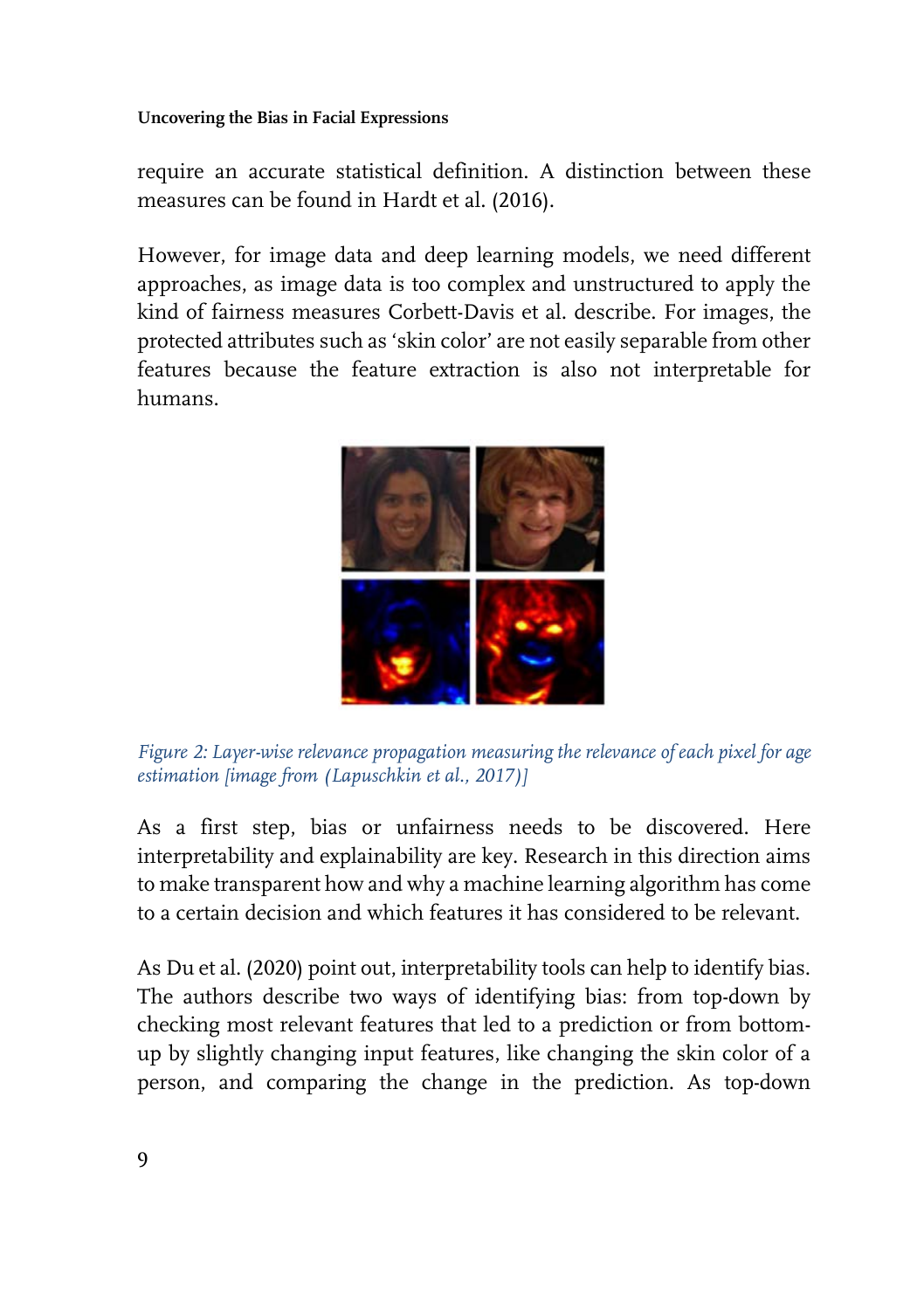require an accurate statistical definition. A distinction between these measures can be found in Hardt et al. (2016).

However, for image data and deep learning models, we need different approaches, as image data is too complex and unstructured to apply the kind of fairness measures Corbett-Davis et al. describe. For images, the protected attributes such as 'skin color' are not easily separable from other features because the feature extraction is also not interpretable for humans.

*Figure 2: Layer-wise relevance propagation measuring the relevance of each pixel for age estimation [image from (Lapuschkin et al., 2017)]*

As a first step, bias or unfairness needs to be discovered. Here interpretability and explainability are key. Research in this direction aims to make transparent how and why a machine learning algorithm has come to a certain decision and which features it has considered to be relevant.

As Du et al. (2020) point out, interpretability tools can help to identify bias. The authors describe two ways of identifying bias: from top-down by checking most relevant features that led to a prediction or from bottom-up by slightly changing input features, like changing the skin color of a person, and comparing the change in the prediction. As top-down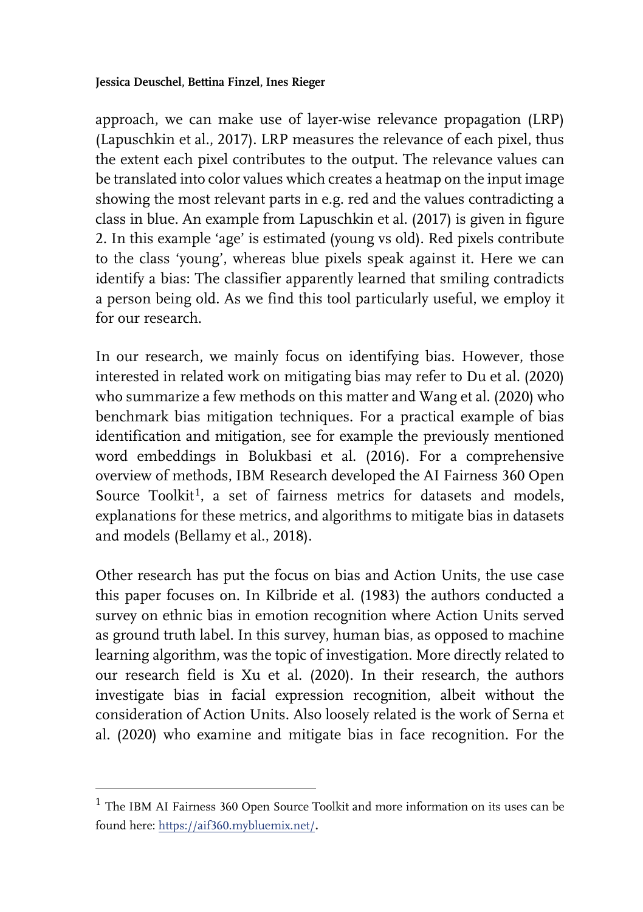approach, we can make use of layer-wise relevance propagation (LRP) (Lapuschkin et al., 2017). LRP measures the relevance of each pixel, thus the extent each pixel contributes to the output. The relevance values can be translated into color values which creates a heatmap on the input image showing the most relevant parts in e.g. red and the values contradicting a class in blue. An example from Lapuschkin et al. (2017) is given in figure 2. In this example 'age' is estimated (young vs old). Red pixels contribute to the class 'young', whereas blue pixels speak against it. Here we can identify a bias: The classifier apparently learned that smiling contradicts a person being old. As we find this tool particularly useful, we employ it for our research.

In our research, we mainly focus on identifying bias. However, those interested in related work on mitigating bias may refer to Du et al. (2020) who summarize a few methods on this matter and Wang et al. (2020) who benchmark bias mitigation techniques. For a practical example of bias identification and mitigation, see for example the previously mentioned word embeddings in Bolukbasi et al. (2016). For a comprehensive overview of methods, IBM Research developed the AI Fairness 360 Open Source Toolkit[1], a set of fairness metrics for datasets and models, explanations for these metrics, and algorithms to mitigate bias in datasets and models (Bellamy et al., 2018).

Other research has put the focus on bias and Action Units, the use case this paper focuses on. In Kilbride et al. (1983) the authors conducted a survey on ethnic bias in emotion recognition where Action Units served as ground truth label. In this survey, human bias, as opposed to machine learning algorithm, was the topic of investigation. More directly related to our research field is Xu et al. (2020). In their research, the authors investigate bias in facial expression recognition, albeit without the consideration of Action Units. Also loosely related is the work of Serna et al. (2020) who examine and mitigate bias in face recognition. For the

[1] The IBM AI Fairness 360 Open Source Toolkit and more information on its uses can be found here: https://aif360.mybluemix.net/.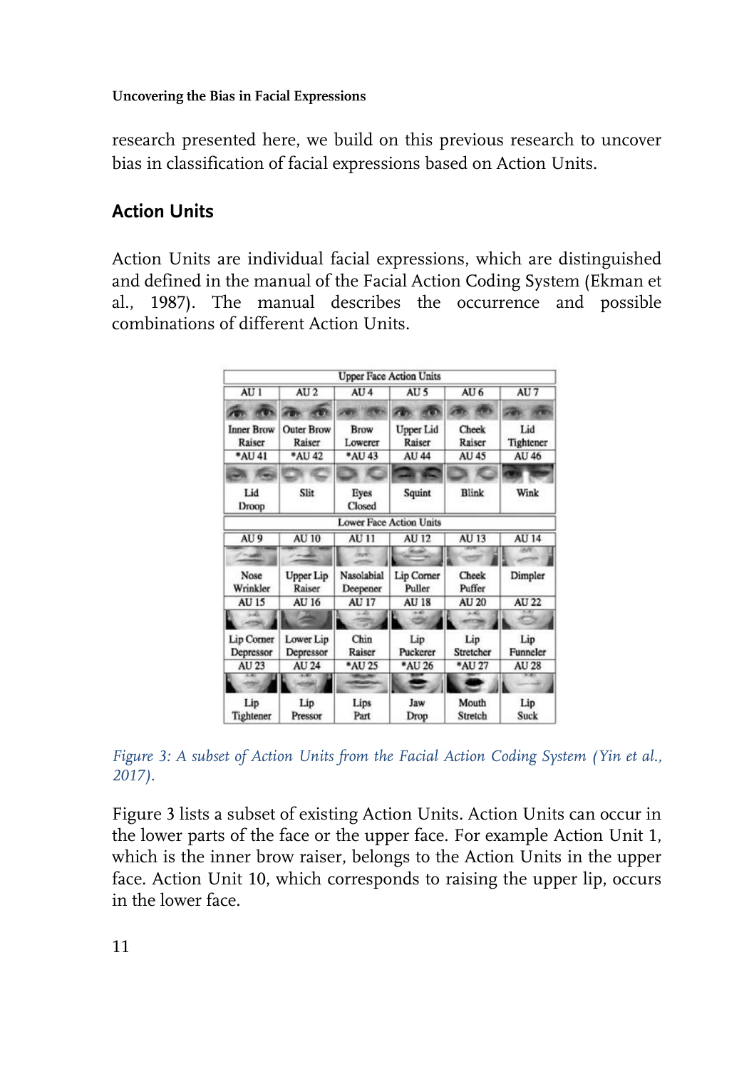research presented here, we build on this previous research to uncover bias in classification of facial expressions based on Action Units.

## Action Units

Action Units are individual facial expressions, which are distinguished and defined in the manual of the Facial Action Coding System (Ekman et al., 1987). The manual describes the occurrence and possible combinations of different Action Units.

| Upper Face Action Units | | | | | |
|---|---|---|---|---|---|
| AU 1 | AU 2 | AU 4 | AU 5 | AU 6 | AU 7 |
| Inner Brow Raiser | Outer Brow Raiser | Brow Lowerer | Upper Lid Raiser | Cheek Raiser | Lid Tightener |
| *AU 41 | *AU 42 | *AU 43 | AU 44 | AU 45 | AU 46 |
| Lid Droop | Slit | Eyes Closed | Squint | Blink | Wink |
| **Lower Face Action Units** | | | | | |
| AU 9 | AU 10 | AU 11 | AU 12 | AU 13 | AU 14 |
| Nose Wrinkler | Upper Lip Raiser | Nasolabial Deepener | Lip Corner Puller | Cheek Puffer | Dimpler |
| AU 15 | AU 16 | AU 17 | AU 18 | AU 20 | AU 22 |
| Lip Corner Depressor | Lower Lip Depressor | Chin Raiser | Lip Puckerer | Lip Stretcher | Lip Funneler |
| AU 23 | AU 24 | *AU 25 | *AU 26 | *AU 27 | AU 28 |
| Lip Tightener | Lip Pressor | Lips Part | Jaw Drop | Mouth Stretch | Lip Suck |

*Figure 3: A subset of Action Units from the Facial Action Coding System (Yin et al., 2017).*

Figure 3 lists a subset of existing Action Units. Action Units can occur in the lower parts of the face or the upper face. For example Action Unit 1, which is the inner brow raiser, belongs to the Action Units in the upper face. Action Unit 10, which corresponds to raising the upper lip, occurs in the lower face.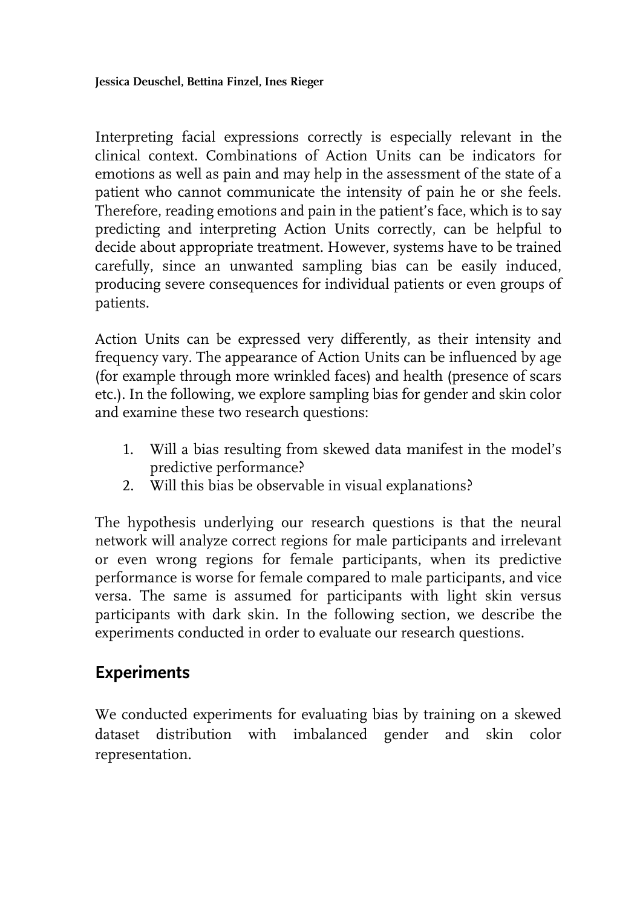Interpreting facial expressions correctly is especially relevant in the clinical context. Combinations of Action Units can be indicators for emotions as well as pain and may help in the assessment of the state of a patient who cannot communicate the intensity of pain he or she feels. Therefore, reading emotions and pain in the patient's face, which is to say predicting and interpreting Action Units correctly, can be helpful to decide about appropriate treatment. However, systems have to be trained carefully, since an unwanted sampling bias can be easily induced, producing severe consequences for individual patients or even groups of patients.

Action Units can be expressed very differently, as their intensity and frequency vary. The appearance of Action Units can be influenced by age (for example through more wrinkled faces) and health (presence of scars etc.). In the following, we explore sampling bias for gender and skin color and examine these two research questions:

1. Will a bias resulting from skewed data manifest in the model's predictive performance?
2. Will this bias be observable in visual explanations?

The hypothesis underlying our research questions is that the neural network will analyze correct regions for male participants and irrelevant or even wrong regions for female participants, when its predictive performance is worse for female compared to male participants, and vice versa. The same is assumed for participants with light skin versus participants with dark skin. In the following section, we describe the experiments conducted in order to evaluate our research questions.

## Experiments

We conducted experiments for evaluating bias by training on a skewed dataset distribution with imbalanced gender and skin color representation.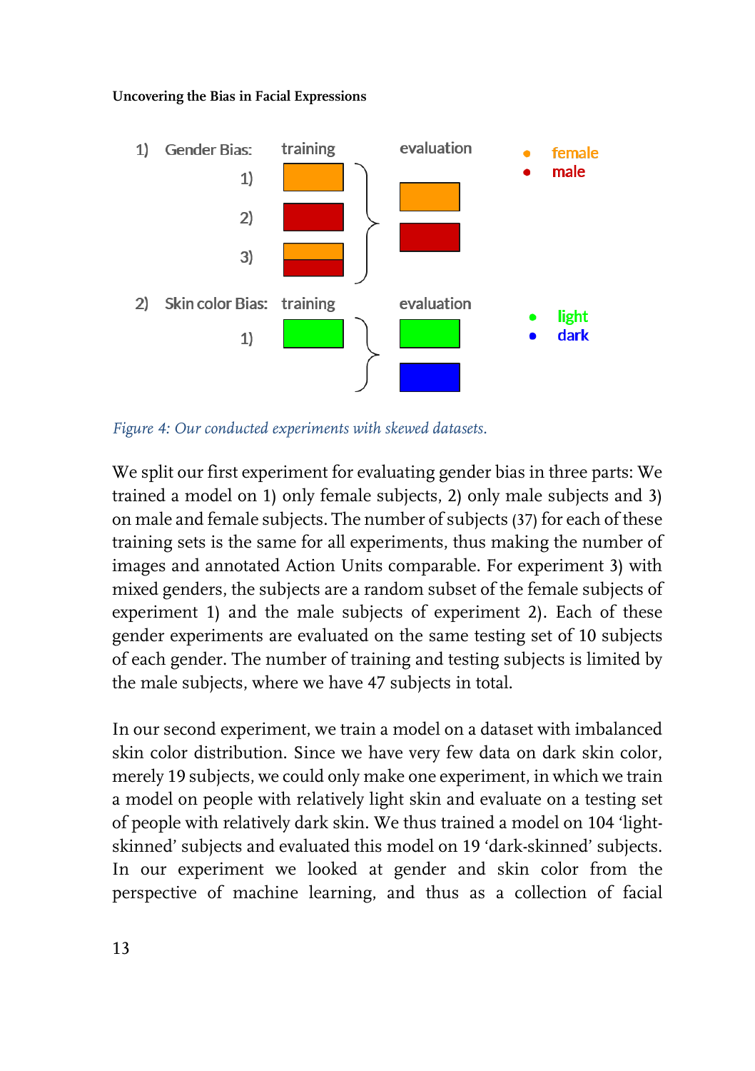1) Gender Bias: training evaluation

1) 2) 3)

- female
- male

2) Skin color Bias: training evaluation

1)

- light
- dark

*Figure 4: Our conducted experiments with skewed datasets.*

We split our first experiment for evaluating gender bias in three parts: We trained a model on 1) only female subjects, 2) only male subjects and 3) on male and female subjects. The number of subjects (37) for each of these training sets is the same for all experiments, thus making the number of images and annotated Action Units comparable. For experiment 3) with mixed genders, the subjects are a random subset of the female subjects of experiment 1) and the male subjects of experiment 2). Each of these gender experiments are evaluated on the same testing set of 10 subjects of each gender. The number of training and testing subjects is limited by the male subjects, where we have 47 subjects in total.

In our second experiment, we train a model on a dataset with imbalanced skin color distribution. Since we have very few data on dark skin color, merely 19 subjects, we could only make one experiment, in which we train a model on people with relatively light skin and evaluate on a testing set of people with relatively dark skin. We thus trained a model on 104 'light-skinned' subjects and evaluated this model on 19 'dark-skinned' subjects. In our experiment we looked at gender and skin color from the perspective of machine learning, and thus as a collection of facial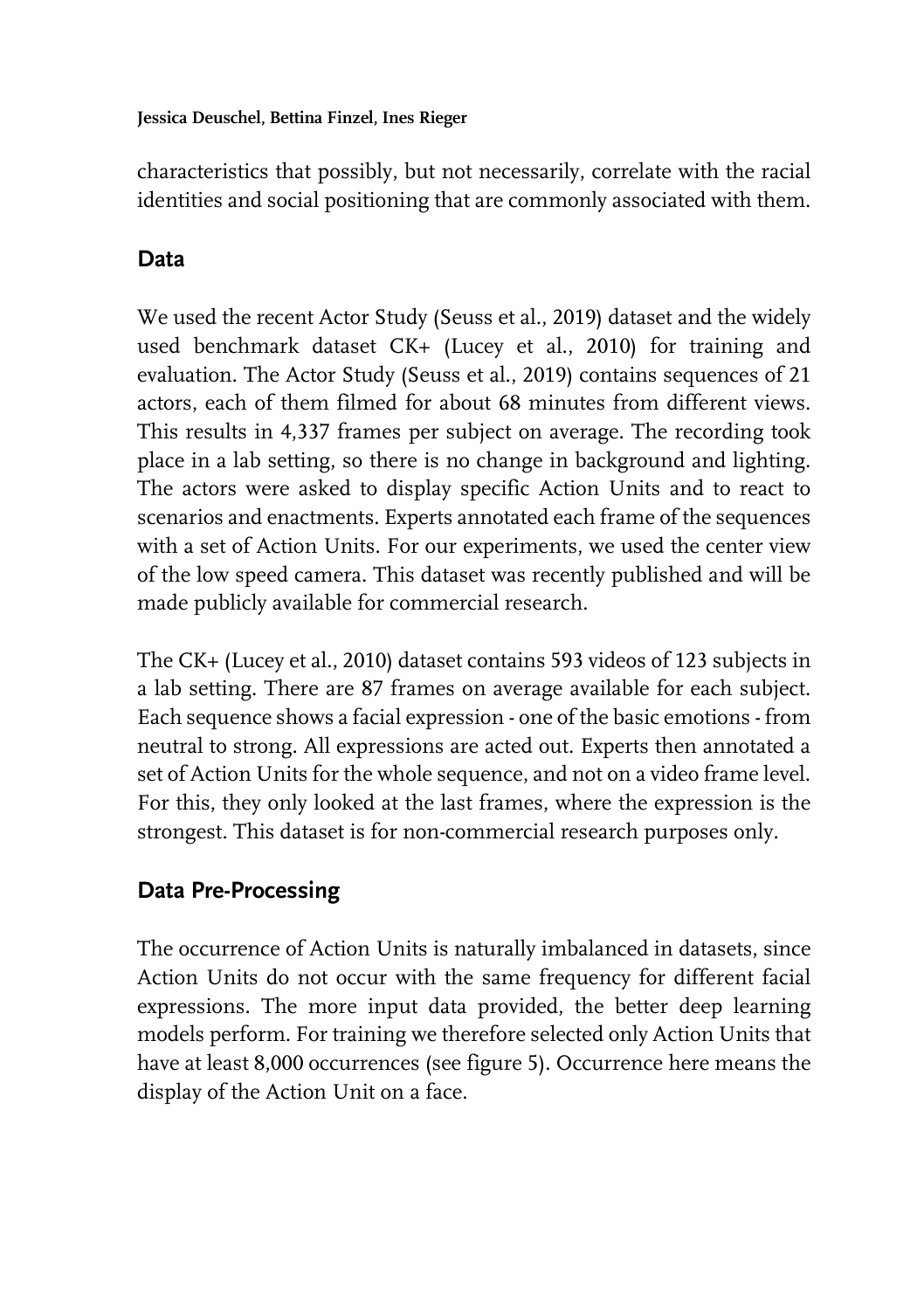characteristics that possibly, but not necessarily, correlate with the racial identities and social positioning that are commonly associated with them.

## Data

We used the recent Actor Study (Seuss et al., 2019) dataset and the widely used benchmark dataset CK+ (Lucey et al., 2010) for training and evaluation. The Actor Study (Seuss et al., 2019) contains sequences of 21 actors, each of them filmed for about 68 minutes from different views. This results in 4,337 frames per subject on average. The recording took place in a lab setting, so there is no change in background and lighting. The actors were asked to display specific Action Units and to react to scenarios and enactments. Experts annotated each frame of the sequences with a set of Action Units. For our experiments, we used the center view of the low speed camera. This dataset was recently published and will be made publicly available for commercial research.

The CK+ (Lucey et al., 2010) dataset contains 593 videos of 123 subjects in a lab setting. There are 87 frames on average available for each subject. Each sequence shows a facial expression - one of the basic emotions - from neutral to strong. All expressions are acted out. Experts then annotated a set of Action Units for the whole sequence, and not on a video frame level. For this, they only looked at the last frames, where the expression is the strongest. This dataset is for non-commercial research purposes only.

## Data Pre-Processing

The occurrence of Action Units is naturally imbalanced in datasets, since Action Units do not occur with the same frequency for different facial expressions. The more input data provided, the better deep learning models perform. For training we therefore selected only Action Units that have at least 8,000 occurrences (see figure 5). Occurrence here means the display of the Action Unit on a face.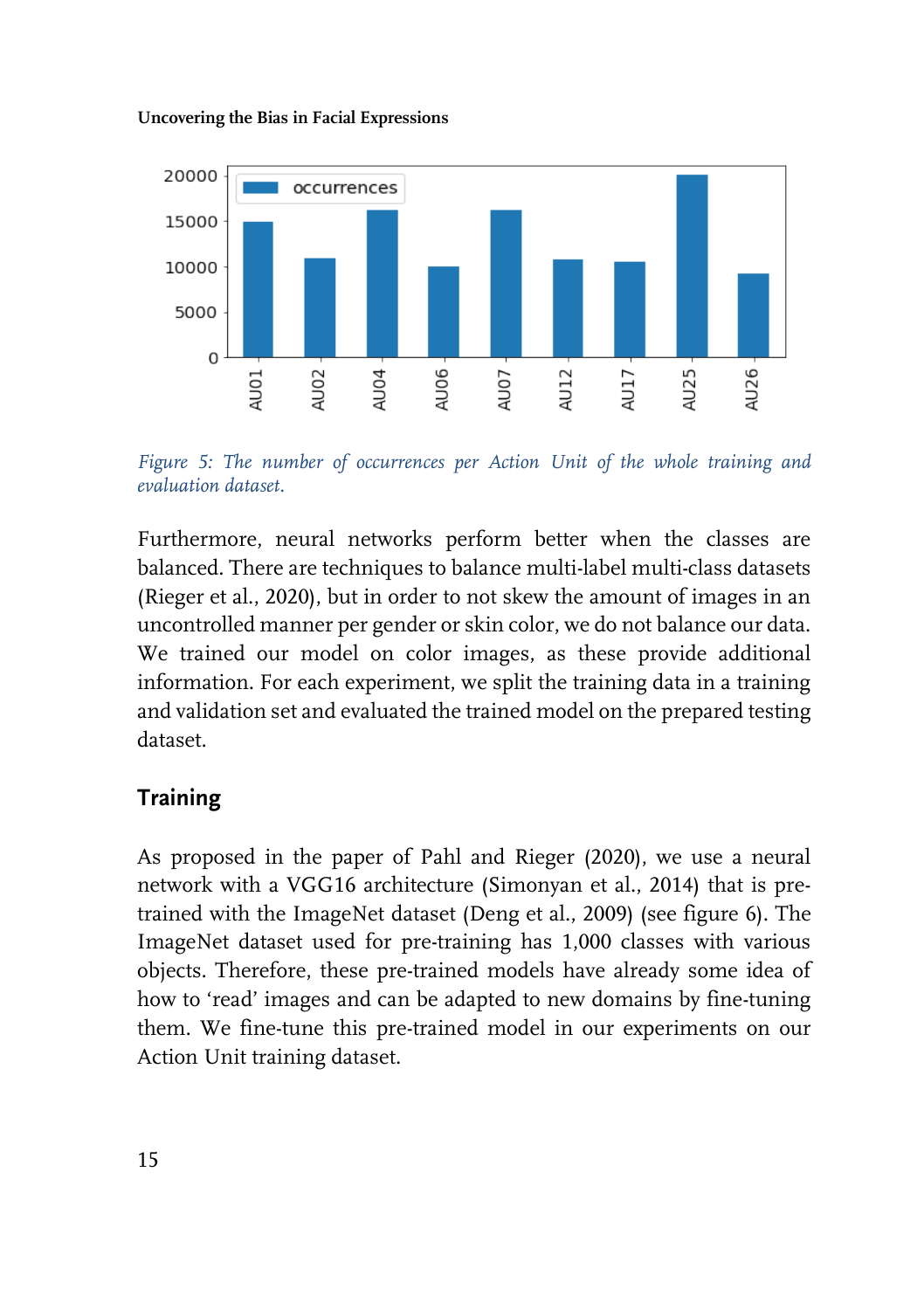*Figure 5: The number of occurrences per Action Unit of the whole training and evaluation dataset.*

Furthermore, neural networks perform better when the classes are balanced. There are techniques to balance multi-label multi-class datasets (Rieger et al., 2020), but in order to not skew the amount of images in an uncontrolled manner per gender or skin color, we do not balance our data. We trained our model on color images, as these provide additional information. For each experiment, we split the training data in a training and validation set and evaluated the trained model on the prepared testing dataset.

## Training

As proposed in the paper of Pahl and Rieger (2020), we use a neural network with a VGG16 architecture (Simonyan et al., 2014) that is pre-trained with the ImageNet dataset (Deng et al., 2009) (see figure 6). The ImageNet dataset used for pre-training has 1,000 classes with various objects. Therefore, these pre-trained models have already some idea of how to 'read' images and can be adapted to new domains by fine-tuning them. We fine-tune this pre-trained model in our experiments on our Action Unit training dataset.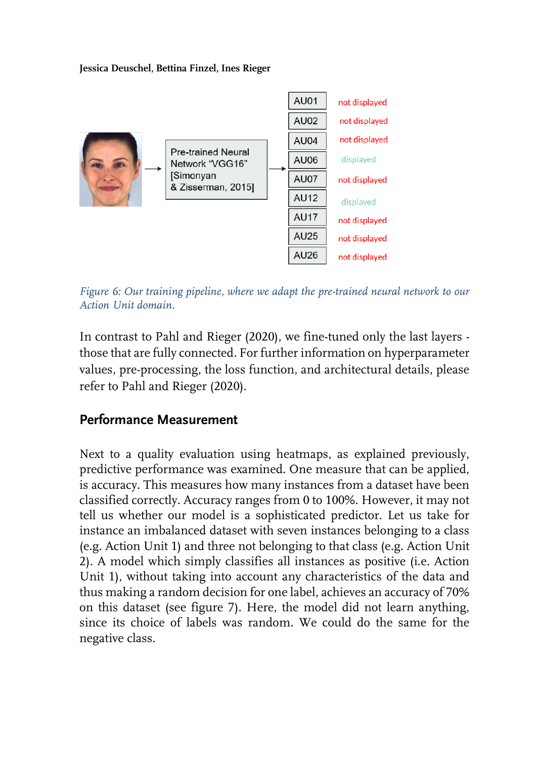| AU | Status |
|---|---|
| AU01 | not displayed |
| AU02 | not displayed |
| AU04 | not displayed |
| AU06 | displayed |
| AU07 | not displayed |
| AU12 | displayed |
| AU17 | not displayed |
| AU25 | not displayed |
| AU26 | not displayed |

Pre-trained Neural Network "VGG16" [Simonyan & Zisserman, 2015]

*Figure 6: Our training pipeline, where we adapt the pre-trained neural network to our Action Unit domain.*

In contrast to Pahl and Rieger (2020), we fine-tuned only the last layers - those that are fully connected. For further information on hyperparameter values, pre-processing, the loss function, and architectural details, please refer to Pahl and Rieger (2020).

## Performance Measurement

Next to a quality evaluation using heatmaps, as explained previously, predictive performance was examined. One measure that can be applied, is accuracy. This measures how many instances from a dataset have been classified correctly. Accuracy ranges from 0 to 100%. However, it may not tell us whether our model is a sophisticated predictor. Let us take for instance an imbalanced dataset with seven instances belonging to a class (e.g. Action Unit 1) and three not belonging to that class (e.g. Action Unit 2). A model which simply classifies all instances as positive (i.e. Action Unit 1), without taking into account any characteristics of the data and thus making a random decision for one label, achieves an accuracy of 70% on this dataset (see figure 7). Here, the model did not learn anything, since its choice of labels was random. We could do the same for the negative class.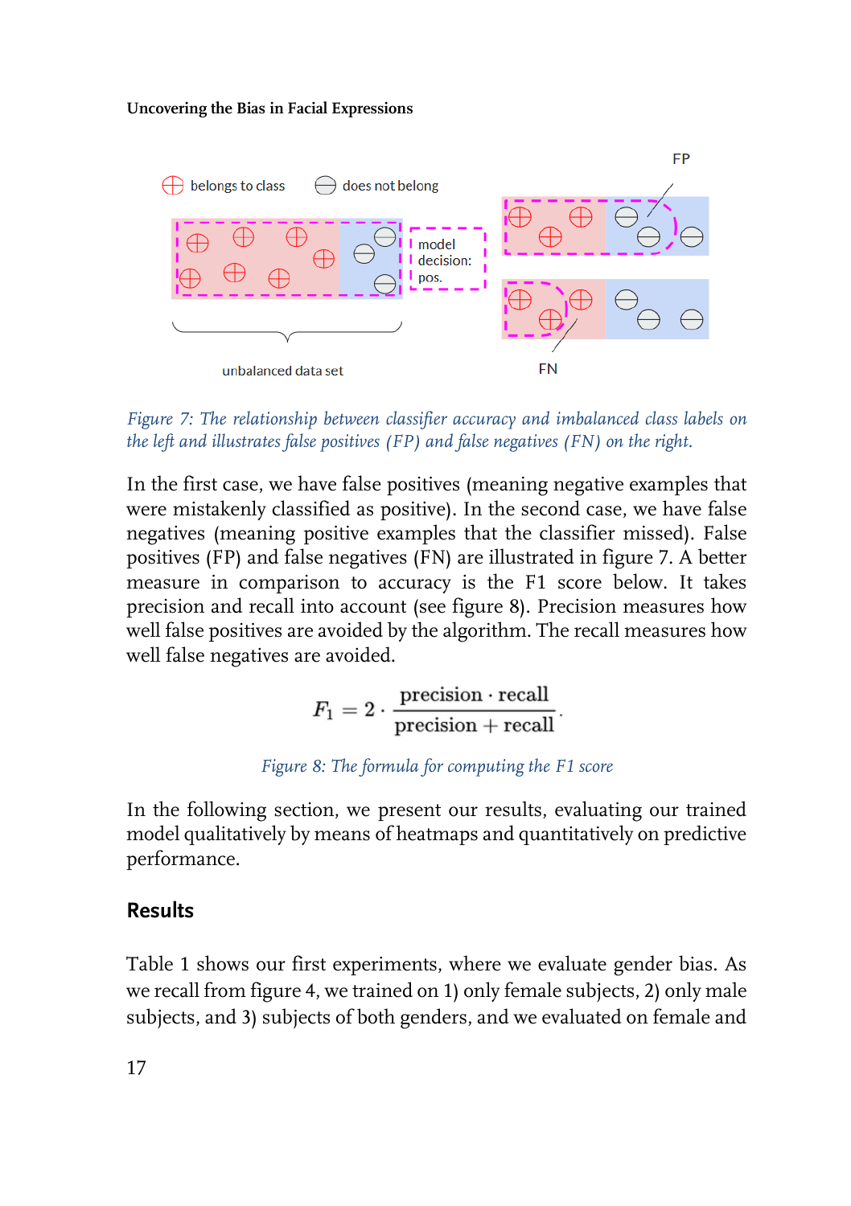Figure 7: The relationship between classifier accuracy and imbalanced class labels on the left and illustrates false positives (FP) and false negatives (FN) on the right.

In the first case, we have false positives (meaning negative examples that were mistakenly classified as positive). In the second case, we have false negatives (meaning positive examples that the classifier missed). False positives (FP) and false negatives (FN) are illustrated in figure 7. A better measure in comparison to accuracy is the F1 score below. It takes precision and recall into account (see figure 8). Precision measures how well false positives are avoided by the algorithm. The recall measures how well false negatives are avoided.

$$F_1 = 2 \cdot \frac{\text{precision} \cdot \text{recall}}{\text{precision} + \text{recall}}.$$

Figure 8: The formula for computing the F1 score

In the following section, we present our results, evaluating our trained model qualitatively by means of heatmaps and quantitatively on predictive performance.

## Results

Table 1 shows our first experiments, where we evaluate gender bias. As we recall from figure 4, we trained on 1) only female subjects, 2) only male subjects, and 3) subjects of both genders, and we evaluated on female and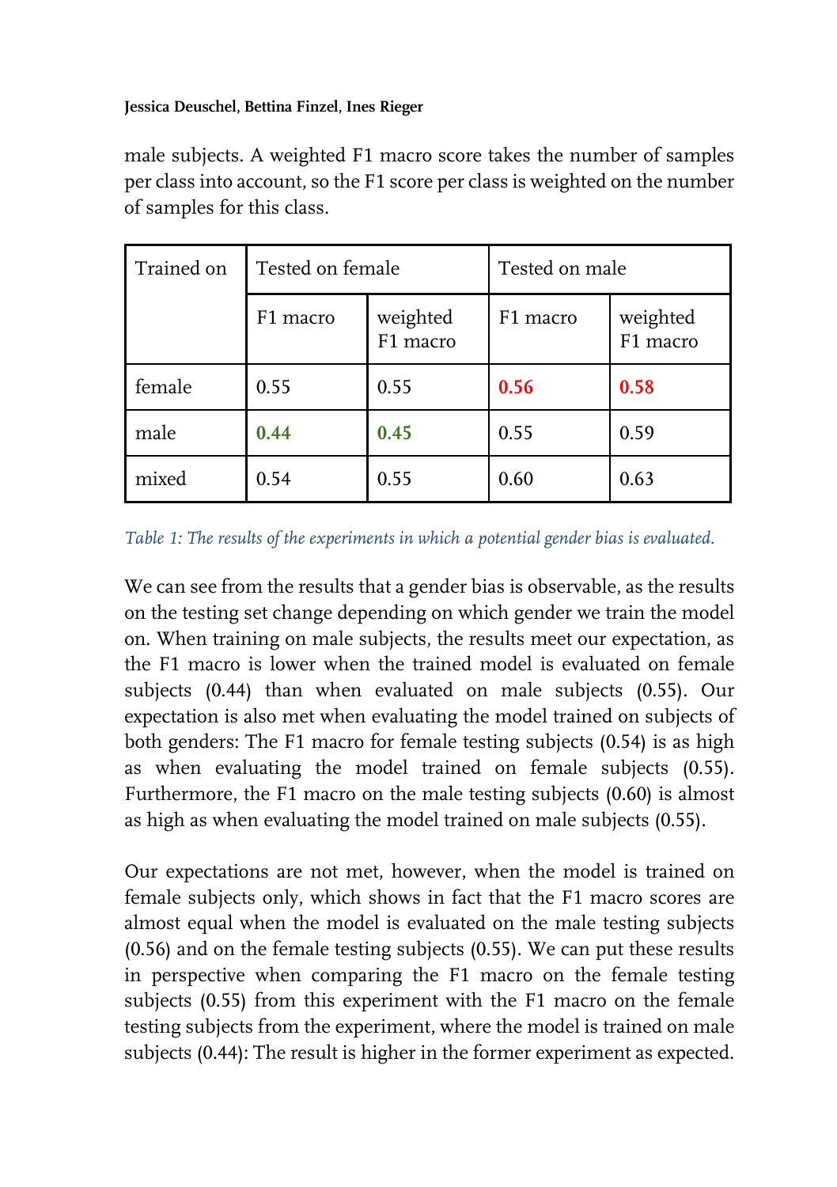male subjects. A weighted F1 macro score takes the number of samples per class into account, so the F1 score per class is weighted on the number of samples for this class.

| Trained on | Tested on female | | Tested on male | |
|---|---|---|---|---|
| | F1 macro | weighted F1 macro | F1 macro | weighted F1 macro |
| female | 0.55 | 0.55 | **0.56** | **0.58** |
| male | **0.44** | **0.45** | 0.55 | 0.59 |
| mixed | 0.54 | 0.55 | 0.60 | 0.63 |

*Table 1: The results of the experiments in which a potential gender bias is evaluated.*

We can see from the results that a gender bias is observable, as the results on the testing set change depending on which gender we train the model on. When training on male subjects, the results meet our expectation, as the F1 macro is lower when the trained model is evaluated on female subjects (0.44) than when evaluated on male subjects (0.55). Our expectation is also met when evaluating the model trained on subjects of both genders: The F1 macro for female testing subjects (0.54) is as high as when evaluating the model trained on female subjects (0.55). Furthermore, the F1 macro on the male testing subjects (0.60) is almost as high as when evaluating the model trained on male subjects (0.55).

Our expectations are not met, however, when the model is trained on female subjects only, which shows in fact that the F1 macro scores are almost equal when the model is evaluated on the male testing subjects (0.56) and on the female testing subjects (0.55). We can put these results in perspective when comparing the F1 macro on the female testing subjects (0.55) from this experiment with the F1 macro on the female testing subjects from the experiment, where the model is trained on male subjects (0.44): The result is higher in the former experiment as expected.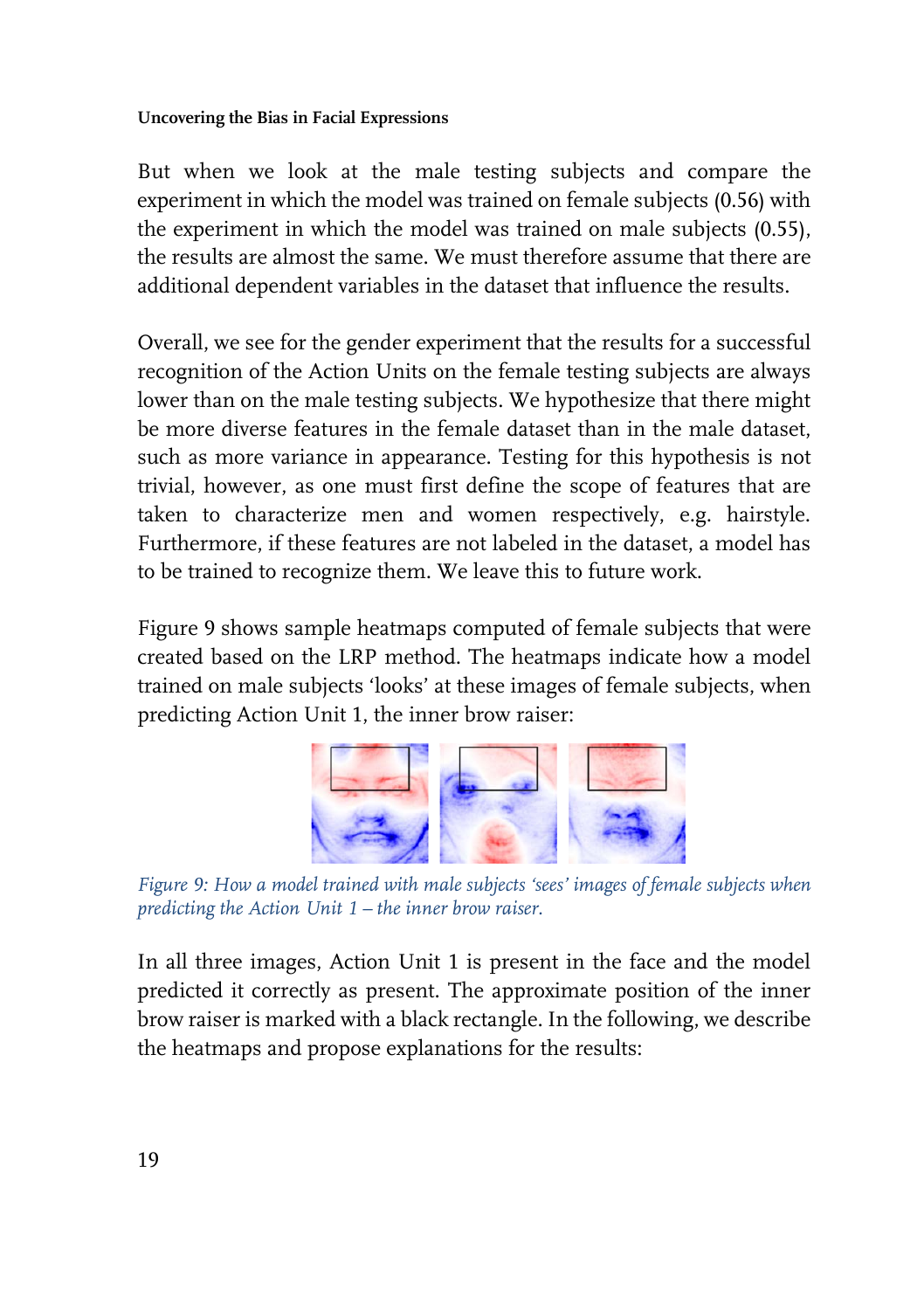But when we look at the male testing subjects and compare the experiment in which the model was trained on female subjects (0.56) with the experiment in which the model was trained on male subjects (0.55), the results are almost the same. We must therefore assume that there are additional dependent variables in the dataset that influence the results.

Overall, we see for the gender experiment that the results for a successful recognition of the Action Units on the female testing subjects are always lower than on the male testing subjects. We hypothesize that there might be more diverse features in the female dataset than in the male dataset, such as more variance in appearance. Testing for this hypothesis is not trivial, however, as one must first define the scope of features that are taken to characterize men and women respectively, e.g. hairstyle. Furthermore, if these features are not labeled in the dataset, a model has to be trained to recognize them. We leave this to future work.

Figure 9 shows sample heatmaps computed of female subjects that were created based on the LRP method. The heatmaps indicate how a model trained on male subjects 'looks' at these images of female subjects, when predicting Action Unit 1, the inner brow raiser:

*Figure 9: How a model trained with male subjects 'sees' images of female subjects when predicting the Action Unit 1 – the inner brow raiser.*

In all three images, Action Unit 1 is present in the face and the model predicted it correctly as present. The approximate position of the inner brow raiser is marked with a black rectangle. In the following, we describe the heatmaps and propose explanations for the results: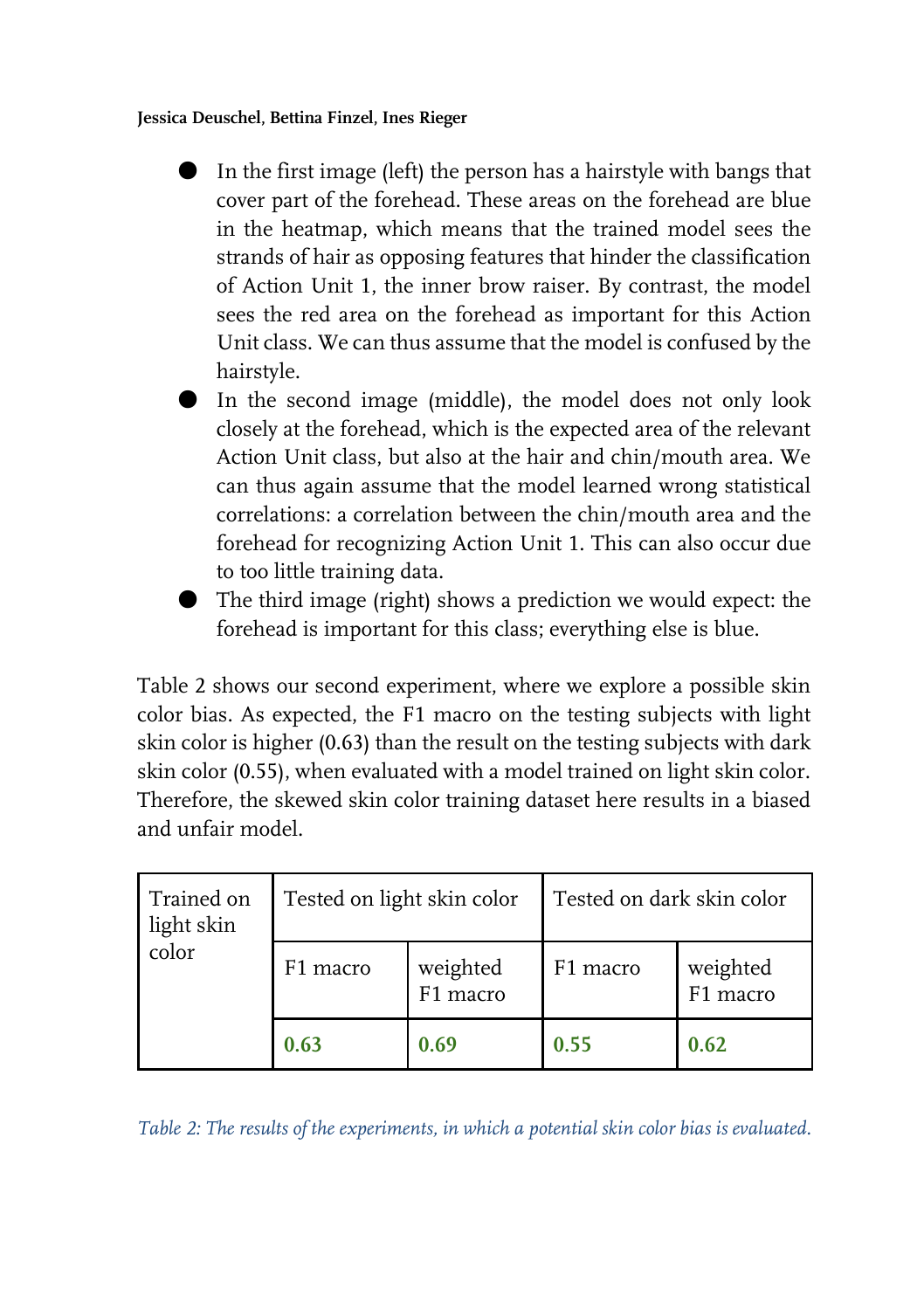- In the first image (left) the person has a hairstyle with bangs that cover part of the forehead. These areas on the forehead are blue in the heatmap, which means that the trained model sees the strands of hair as opposing features that hinder the classification of Action Unit 1, the inner brow raiser. By contrast, the model sees the red area on the forehead as important for this Action Unit class. We can thus assume that the model is confused by the hairstyle.
- In the second image (middle), the model does not only look closely at the forehead, which is the expected area of the relevant Action Unit class, but also at the hair and chin/mouth area. We can thus again assume that the model learned wrong statistical correlations: a correlation between the chin/mouth area and the forehead for recognizing Action Unit 1. This can also occur due to too little training data.
- The third image (right) shows a prediction we would expect: the forehead is important for this class; everything else is blue.

Table 2 shows our second experiment, where we explore a possible skin color bias. As expected, the F1 macro on the testing subjects with light skin color is higher (0.63) than the result on the testing subjects with dark skin color (0.55), when evaluated with a model trained on light skin color. Therefore, the skewed skin color training dataset here results in a biased and unfair model.

| Trained on light skin color | Tested on light skin color | | Tested on dark skin color | |
|---|---|---|---|---|
| | F1 macro | weighted F1 macro | F1 macro | weighted F1 macro |
| | **0.63** | **0.69** | **0.55** | **0.62** |

*Table 2: The results of the experiments, in which a potential skin color bias is evaluated.*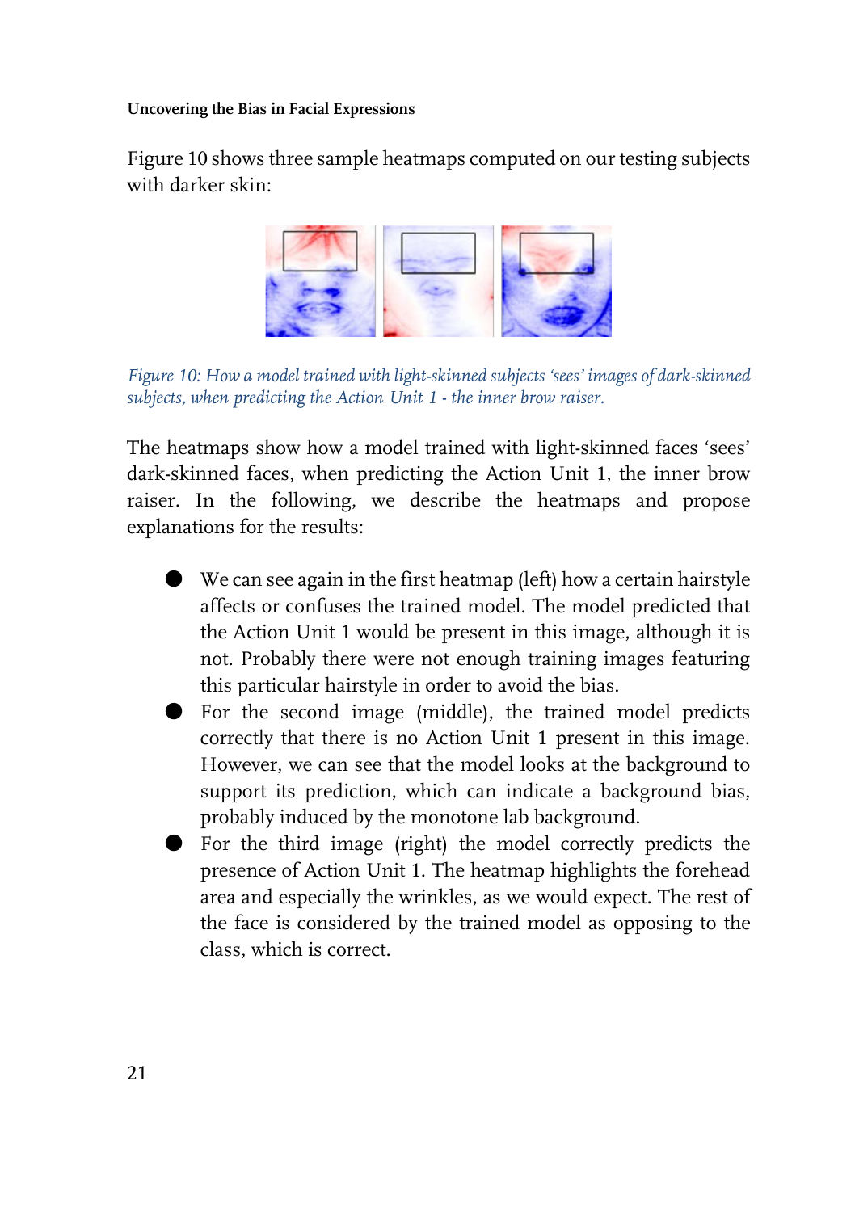Figure 10 shows three sample heatmaps computed on our testing subjects with darker skin:

*Figure 10: How a model trained with light-skinned subjects 'sees' images of dark-skinned subjects, when predicting the Action Unit 1 - the inner brow raiser.*

The heatmaps show how a model trained with light-skinned faces 'sees' dark-skinned faces, when predicting the Action Unit 1, the inner brow raiser. In the following, we describe the heatmaps and propose explanations for the results:

- We can see again in the first heatmap (left) how a certain hairstyle affects or confuses the trained model. The model predicted that the Action Unit 1 would be present in this image, although it is not. Probably there were not enough training images featuring this particular hairstyle in order to avoid the bias.
- For the second image (middle), the trained model predicts correctly that there is no Action Unit 1 present in this image. However, we can see that the model looks at the background to support its prediction, which can indicate a background bias, probably induced by the monotone lab background.
- For the third image (right) the model correctly predicts the presence of Action Unit 1. The heatmap highlights the forehead area and especially the wrinkles, as we would expect. The rest of the face is considered by the trained model as opposing to the class, which is correct.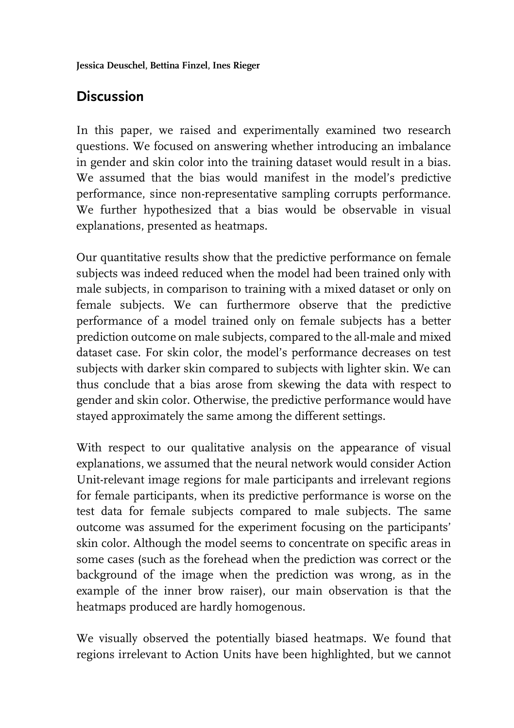## Discussion

In this paper, we raised and experimentally examined two research questions. We focused on answering whether introducing an imbalance in gender and skin color into the training dataset would result in a bias. We assumed that the bias would manifest in the model's predictive performance, since non-representative sampling corrupts performance. We further hypothesized that a bias would be observable in visual explanations, presented as heatmaps.

Our quantitative results show that the predictive performance on female subjects was indeed reduced when the model had been trained only with male subjects, in comparison to training with a mixed dataset or only on female subjects. We can furthermore observe that the predictive performance of a model trained only on female subjects has a better prediction outcome on male subjects, compared to the all-male and mixed dataset case. For skin color, the model's performance decreases on test subjects with darker skin compared to subjects with lighter skin. We can thus conclude that a bias arose from skewing the data with respect to gender and skin color. Otherwise, the predictive performance would have stayed approximately the same among the different settings.

With respect to our qualitative analysis on the appearance of visual explanations, we assumed that the neural network would consider Action Unit-relevant image regions for male participants and irrelevant regions for female participants, when its predictive performance is worse on the test data for female subjects compared to male subjects. The same outcome was assumed for the experiment focusing on the participants' skin color. Although the model seems to concentrate on specific areas in some cases (such as the forehead when the prediction was correct or the background of the image when the prediction was wrong, as in the example of the inner brow raiser), our main observation is that the heatmaps produced are hardly homogenous.

We visually observed the potentially biased heatmaps. We found that regions irrelevant to Action Units have been highlighted, but we cannot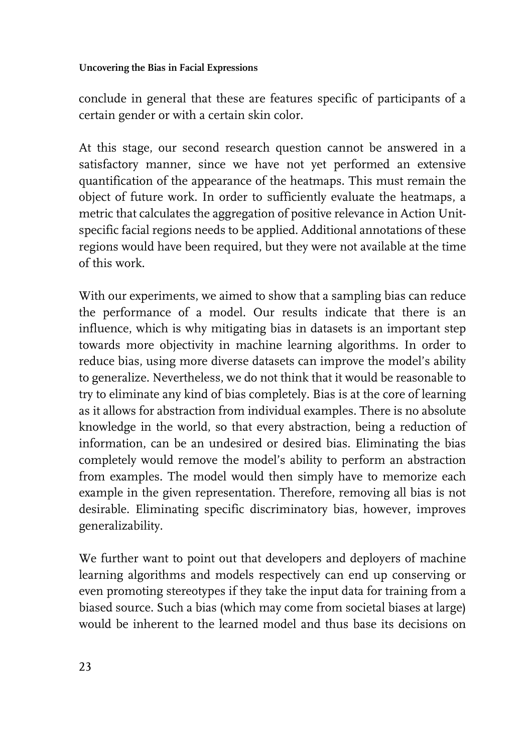conclude in general that these are features specific of participants of a certain gender or with a certain skin color.

At this stage, our second research question cannot be answered in a satisfactory manner, since we have not yet performed an extensive quantification of the appearance of the heatmaps. This must remain the object of future work. In order to sufficiently evaluate the heatmaps, a metric that calculates the aggregation of positive relevance in Action Unit-specific facial regions needs to be applied. Additional annotations of these regions would have been required, but they were not available at the time of this work.

With our experiments, we aimed to show that a sampling bias can reduce the performance of a model. Our results indicate that there is an influence, which is why mitigating bias in datasets is an important step towards more objectivity in machine learning algorithms. In order to reduce bias, using more diverse datasets can improve the model's ability to generalize. Nevertheless, we do not think that it would be reasonable to try to eliminate any kind of bias completely. Bias is at the core of learning as it allows for abstraction from individual examples. There is no absolute knowledge in the world, so that every abstraction, being a reduction of information, can be an undesired or desired bias. Eliminating the bias completely would remove the model's ability to perform an abstraction from examples. The model would then simply have to memorize each example in the given representation. Therefore, removing all bias is not desirable. Eliminating specific discriminatory bias, however, improves generalizability.

We further want to point out that developers and deployers of machine learning algorithms and models respectively can end up conserving or even promoting stereotypes if they take the input data for training from a biased source. Such a bias (which may come from societal biases at large) would be inherent to the learned model and thus base its decisions on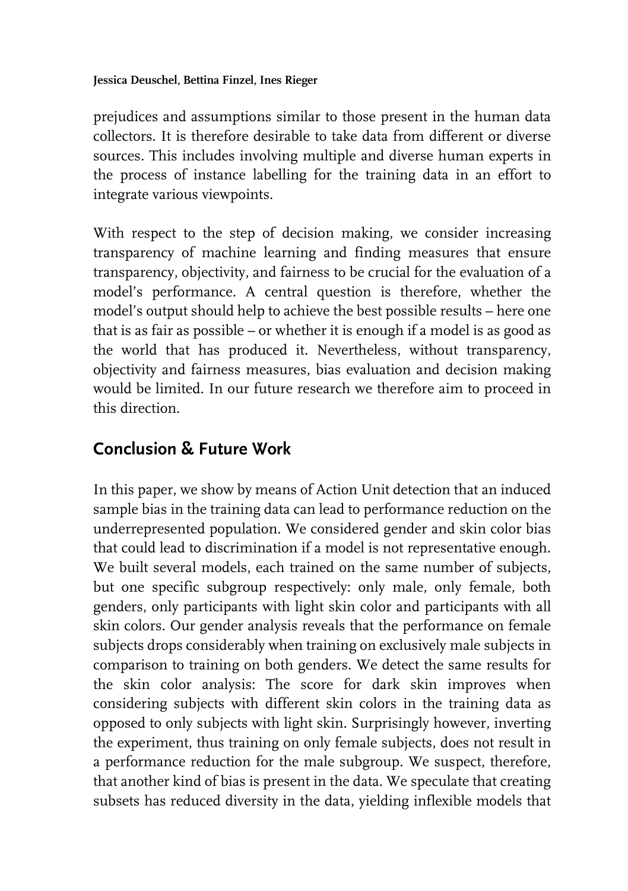prejudices and assumptions similar to those present in the human data collectors. It is therefore desirable to take data from different or diverse sources. This includes involving multiple and diverse human experts in the process of instance labelling for the training data in an effort to integrate various viewpoints.

With respect to the step of decision making, we consider increasing transparency of machine learning and finding measures that ensure transparency, objectivity, and fairness to be crucial for the evaluation of a model's performance. A central question is therefore, whether the model's output should help to achieve the best possible results – here one that is as fair as possible – or whether it is enough if a model is as good as the world that has produced it. Nevertheless, without transparency, objectivity and fairness measures, bias evaluation and decision making would be limited. In our future research we therefore aim to proceed in this direction.

## Conclusion & Future Work

In this paper, we show by means of Action Unit detection that an induced sample bias in the training data can lead to performance reduction on the underrepresented population. We considered gender and skin color bias that could lead to discrimination if a model is not representative enough. We built several models, each trained on the same number of subjects, but one specific subgroup respectively: only male, only female, both genders, only participants with light skin color and participants with all skin colors. Our gender analysis reveals that the performance on female subjects drops considerably when training on exclusively male subjects in comparison to training on both genders. We detect the same results for the skin color analysis: The score for dark skin improves when considering subjects with different skin colors in the training data as opposed to only subjects with light skin. Surprisingly however, inverting the experiment, thus training on only female subjects, does not result in a performance reduction for the male subgroup. We suspect, therefore, that another kind of bias is present in the data. We speculate that creating subsets has reduced diversity in the data, yielding inflexible models that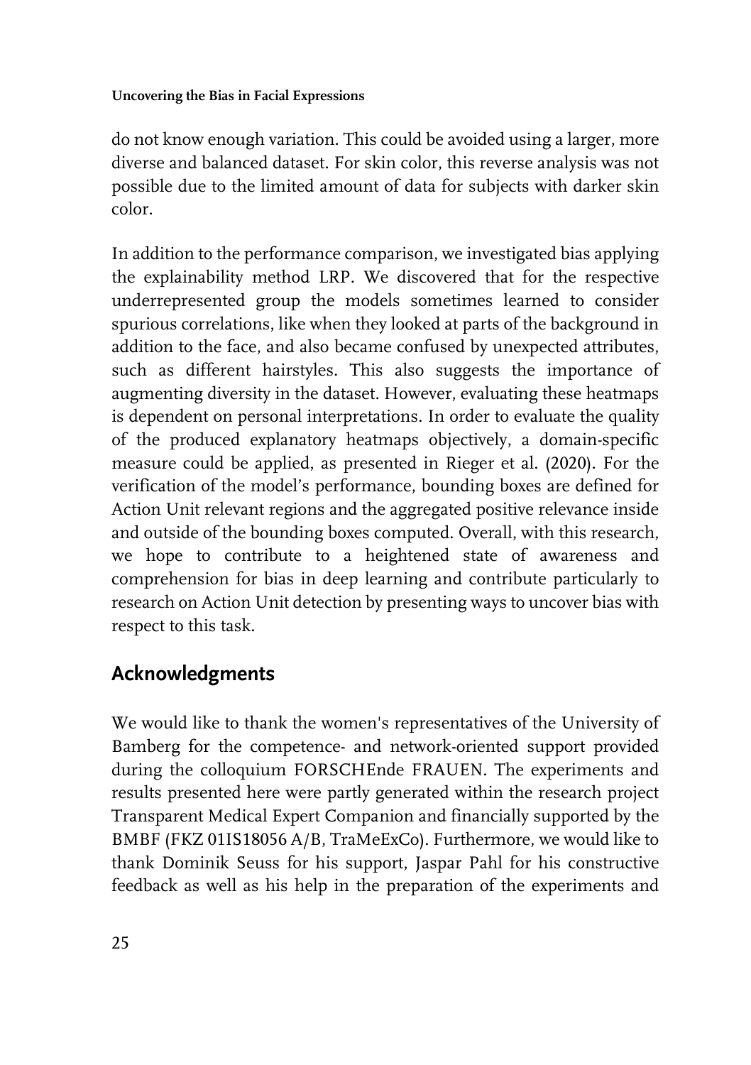do not know enough variation. This could be avoided using a larger, more diverse and balanced dataset. For skin color, this reverse analysis was not possible due to the limited amount of data for subjects with darker skin color.

In addition to the performance comparison, we investigated bias applying the explainability method LRP. We discovered that for the respective underrepresented group the models sometimes learned to consider spurious correlations, like when they looked at parts of the background in addition to the face, and also became confused by unexpected attributes, such as different hairstyles. This also suggests the importance of augmenting diversity in the dataset. However, evaluating these heatmaps is dependent on personal interpretations. In order to evaluate the quality of the produced explanatory heatmaps objectively, a domain-specific measure could be applied, as presented in Rieger et al. (2020). For the verification of the model's performance, bounding boxes are defined for Action Unit relevant regions and the aggregated positive relevance inside and outside of the bounding boxes computed. Overall, with this research, we hope to contribute to a heightened state of awareness and comprehension for bias in deep learning and contribute particularly to research on Action Unit detection by presenting ways to uncover bias with respect to this task.

## Acknowledgments

We would like to thank the women's representatives of the University of Bamberg for the competence- and network-oriented support provided during the colloquium FORSCHEnde FRAUEN. The experiments and results presented here were partly generated within the research project Transparent Medical Expert Companion and financially supported by the BMBF (FKZ 01IS18056 A/B, TraMeExCo). Furthermore, we would like to thank Dominik Seuss for his support, Jaspar Pahl for his constructive feedback as well as his help in the preparation of the experiments and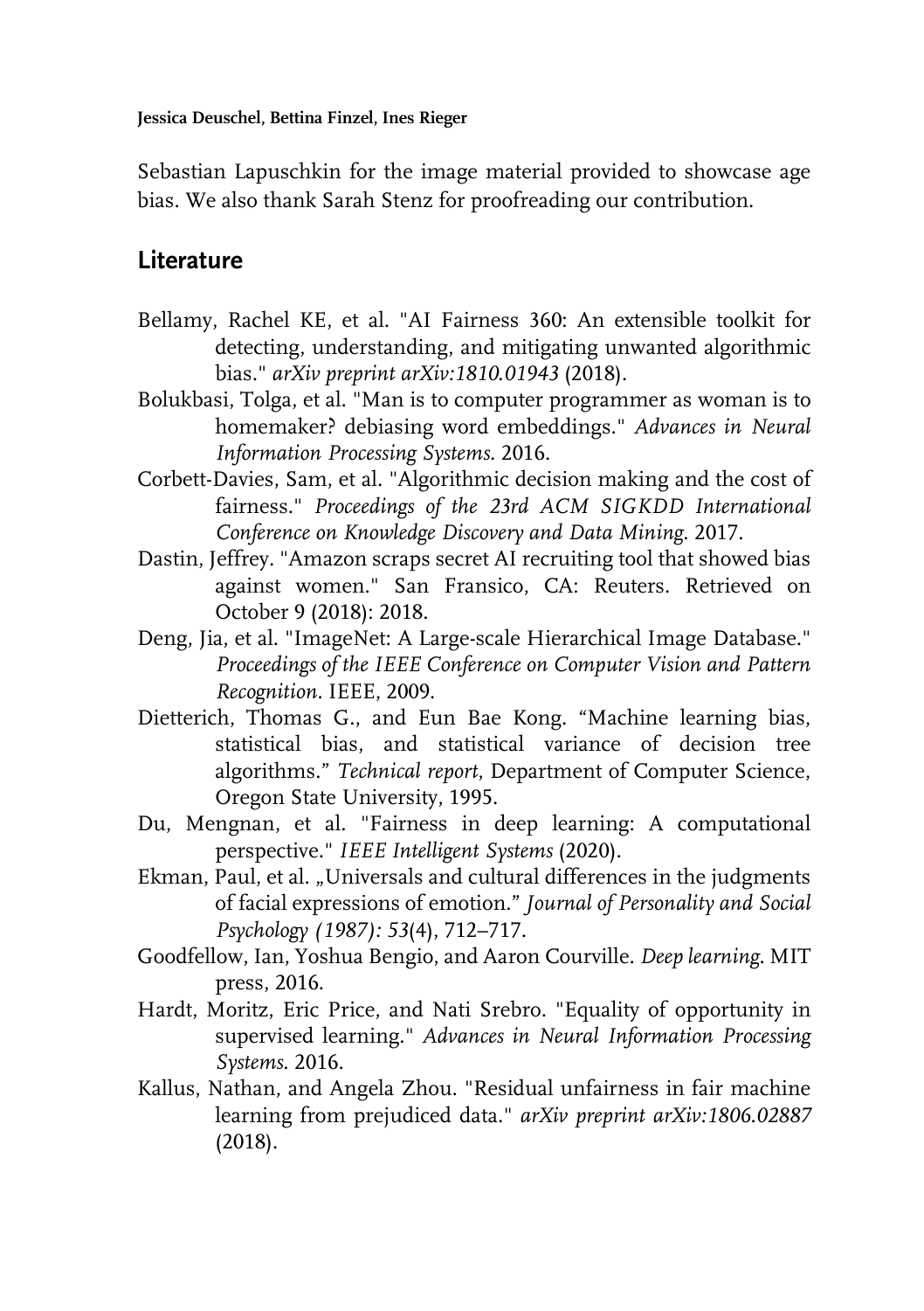Sebastian Lapuschkin for the image material provided to showcase age bias. We also thank Sarah Stenz for proofreading our contribution.

## Literature

Bellamy, Rachel KE, et al. "AI Fairness 360: An extensible toolkit for detecting, understanding, and mitigating unwanted algorithmic bias." *arXiv preprint arXiv:1810.01943* (2018).

Bolukbasi, Tolga, et al. "Man is to computer programmer as woman is to homemaker? debiasing word embeddings." *Advances in Neural Information Processing Systems*. 2016.

Corbett-Davies, Sam, et al. "Algorithmic decision making and the cost of fairness." *Proceedings of the 23rd ACM SIGKDD International Conference on Knowledge Discovery and Data Mining*. 2017.

Dastin, Jeffrey. "Amazon scraps secret AI recruiting tool that showed bias against women." San Fransico, CA: Reuters. Retrieved on October 9 (2018): 2018.

Deng, Jia, et al. "ImageNet: A Large-scale Hierarchical Image Database." *Proceedings of the IEEE Conference on Computer Vision and Pattern Recognition*. IEEE, 2009.

Dietterich, Thomas G., and Eun Bae Kong. "Machine learning bias, statistical bias, and statistical variance of decision tree algorithms." *Technical report*, Department of Computer Science, Oregon State University, 1995.

Du, Mengnan, et al. "Fairness in deep learning: A computational perspective." *IEEE Intelligent Systems* (2020).

Ekman, Paul, et al. „Universals and cultural differences in the judgments of facial expressions of emotion." *Journal of Personality and Social Psychology (1987): 53*(4), 712–717.

Goodfellow, Ian, Yoshua Bengio, and Aaron Courville. *Deep learning*. MIT press, 2016.

Hardt, Moritz, Eric Price, and Nati Srebro. "Equality of opportunity in supervised learning." *Advances in Neural Information Processing Systems*. 2016.

Kallus, Nathan, and Angela Zhou. "Residual unfairness in fair machine learning from prejudiced data." *arXiv preprint arXiv:1806.02887* (2018).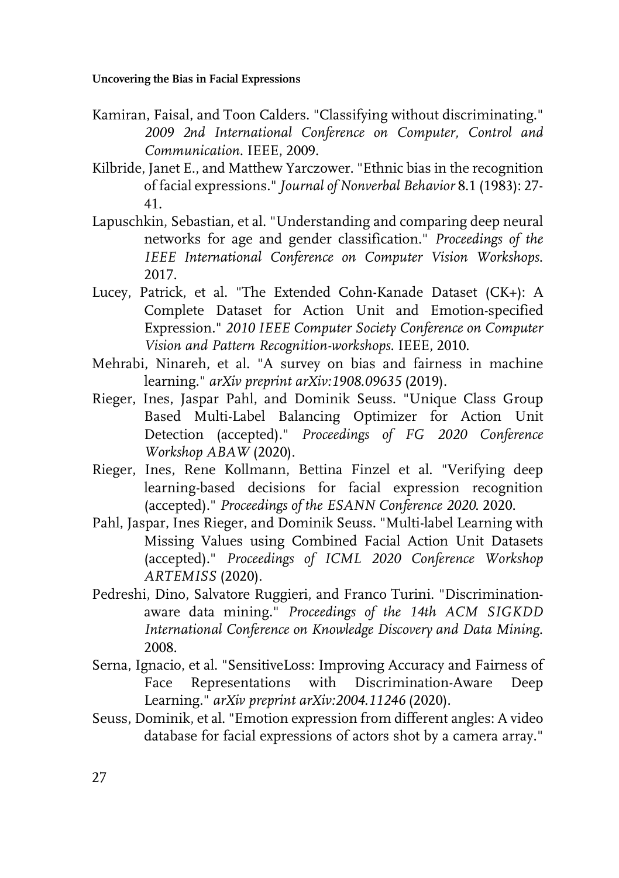Kamiran, Faisal, and Toon Calders. "Classifying without discriminating." *2009 2nd International Conference on Computer, Control and Communication*. IEEE, 2009.

Kilbride, Janet E., and Matthew Yarczower. "Ethnic bias in the recognition of facial expressions." *Journal of Nonverbal Behavior* 8.1 (1983): 27-41.

Lapuschkin, Sebastian, et al. "Understanding and comparing deep neural networks for age and gender classification." *Proceedings of the IEEE International Conference on Computer Vision Workshops*. 2017.

Lucey, Patrick, et al. "The Extended Cohn-Kanade Dataset (CK+): A Complete Dataset for Action Unit and Emotion-specified Expression." *2010 IEEE Computer Society Conference on Computer Vision and Pattern Recognition-workshops*. IEEE, 2010.

Mehrabi, Ninareh, et al. "A survey on bias and fairness in machine learning." *arXiv preprint arXiv:1908.09635* (2019).

Rieger, Ines, Jaspar Pahl, and Dominik Seuss. "Unique Class Group Based Multi-Label Balancing Optimizer for Action Unit Detection (accepted)." *Proceedings of FG 2020 Conference Workshop ABAW* (2020).

Rieger, Ines, Rene Kollmann, Bettina Finzel et al. "Verifying deep learning-based decisions for facial expression recognition (accepted)." *Proceedings of the ESANN Conference 2020*. 2020.

Pahl, Jaspar, Ines Rieger, and Dominik Seuss. "Multi-label Learning with Missing Values using Combined Facial Action Unit Datasets (accepted)." *Proceedings of ICML 2020 Conference Workshop ARTEMISS* (2020).

Pedreshi, Dino, Salvatore Ruggieri, and Franco Turini. "Discrimination-aware data mining." *Proceedings of the 14th ACM SIGKDD International Conference on Knowledge Discovery and Data Mining*. 2008.

Serna, Ignacio, et al. "SensitiveLoss: Improving Accuracy and Fairness of Face Representations with Discrimination-Aware Deep Learning." *arXiv preprint arXiv:2004.11246* (2020).

Seuss, Dominik, et al. "Emotion expression from different angles: A video database for facial expressions of actors shot by a camera array."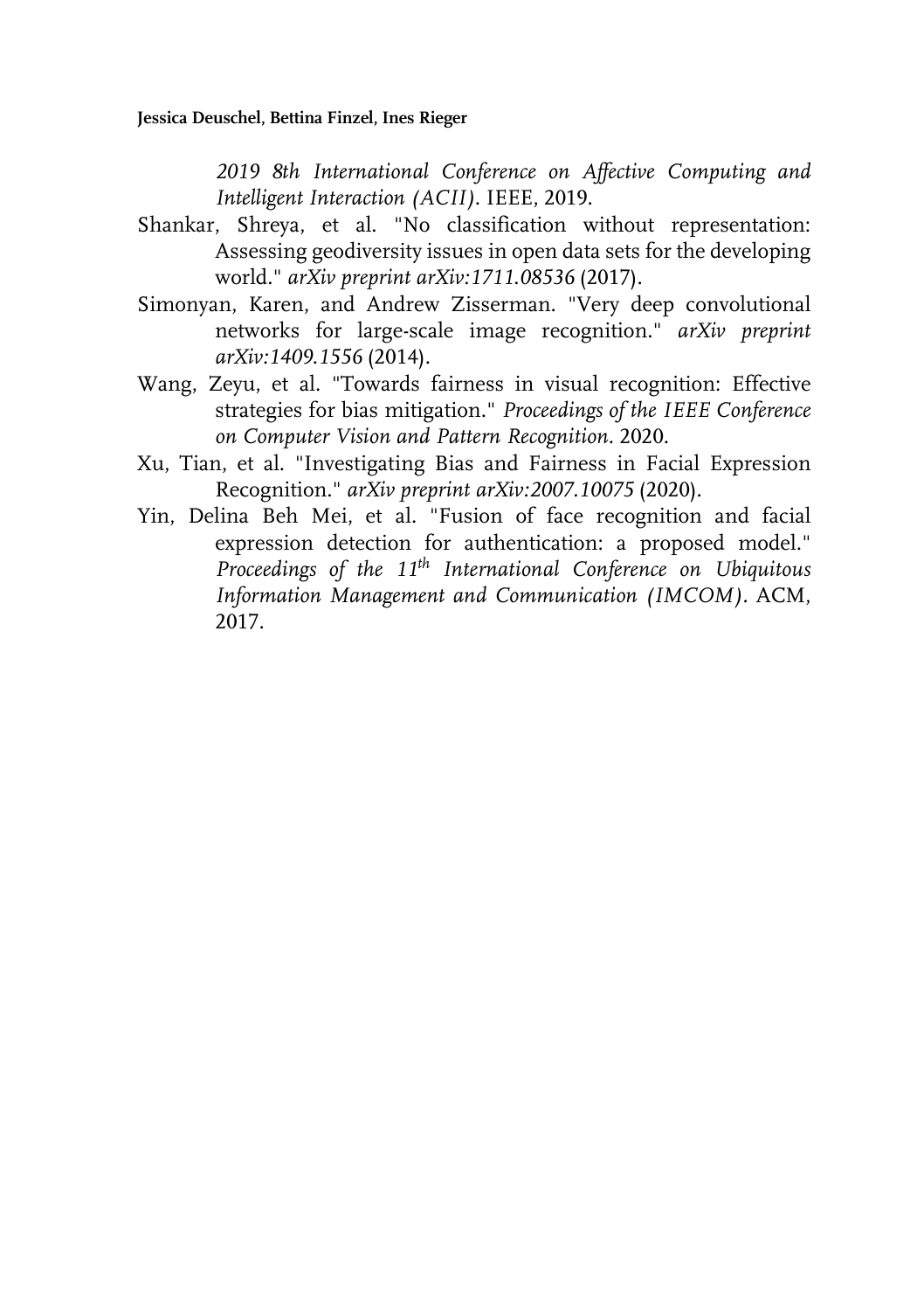*2019 8th International Conference on Affective Computing and Intelligent Interaction (ACII)*. IEEE, 2019.

Shankar, Shreya, et al. "No classification without representation: Assessing geodiversity issues in open data sets for the developing world." *arXiv preprint arXiv:1711.08536* (2017).

Simonyan, Karen, and Andrew Zisserman. "Very deep convolutional networks for large-scale image recognition." *arXiv preprint arXiv:1409.1556* (2014).

Wang, Zeyu, et al. "Towards fairness in visual recognition: Effective strategies for bias mitigation." *Proceedings of the IEEE Conference on Computer Vision and Pattern Recognition*. 2020.

Xu, Tian, et al. "Investigating Bias and Fairness in Facial Expression Recognition." *arXiv preprint arXiv:2007.10075* (2020).

Yin, Delina Beh Mei, et al. "Fusion of face recognition and facial expression detection for authentication: a proposed model." *Proceedings of the 11th International Conference on Ubiquitous Information Management and Communication (IMCOM)*. ACM, 2017.